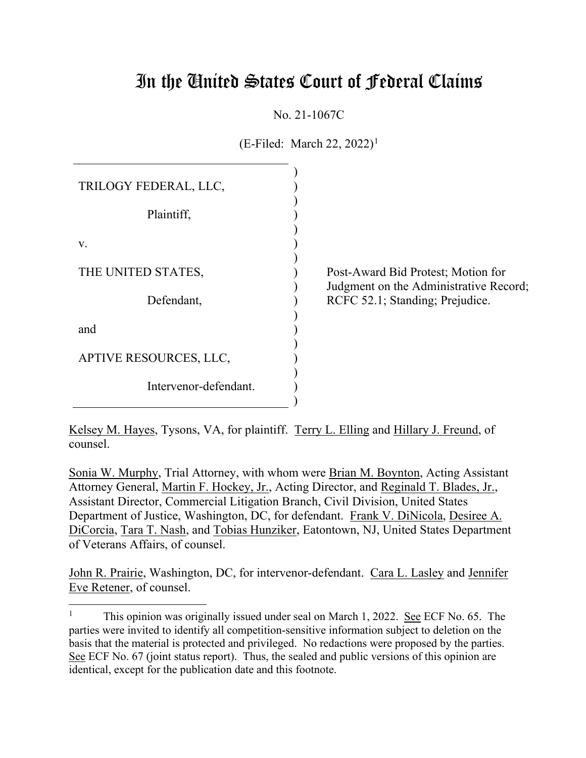# In the United States Court of Federal Claims

No. 21-1067C

(E-Filed: March 22, 2022)[1]

| | |
|---|---|
| TRILOGY FEDERAL, LLC, Plaintiff, | |
| v. | |
| THE UNITED STATES, Defendant, | Post-Award Bid Protest; Motion for Judgment on the Administrative Record; RCFC 52.1; Standing; Prejudice. |
| and | |
| APTIVE RESOURCES, LLC, Intervenor-defendant. | |

Kelsey M. Hayes, Tysons, VA, for plaintiff. Terry L. Elling and Hillary J. Freund, of counsel.

Sonia W. Murphy, Trial Attorney, with whom were Brian M. Boynton, Acting Assistant Attorney General, Martin F. Hockey, Jr., Acting Director, and Reginald T. Blades, Jr., Assistant Director, Commercial Litigation Branch, Civil Division, United States Department of Justice, Washington, DC, for defendant. Frank V. DiNicola, Desiree A. DiCorcia, Tara T. Nash, and Tobias Hunziker, Eatontown, NJ, United States Department of Veterans Affairs, of counsel.

John R. Prairie, Washington, DC, for intervenor-defendant. Cara L. Lasley and Jennifer Eve Retener, of counsel.

---

[1] This opinion was originally issued under seal on March 1, 2022. See ECF No. 65. The parties were invited to identify all competition-sensitive information subject to deletion on the basis that the material is protected and privileged. No redactions were proposed by the parties. See ECF No. 67 (joint status report). Thus, the sealed and public versions of this opinion are identical, except for the publication date and this footnote.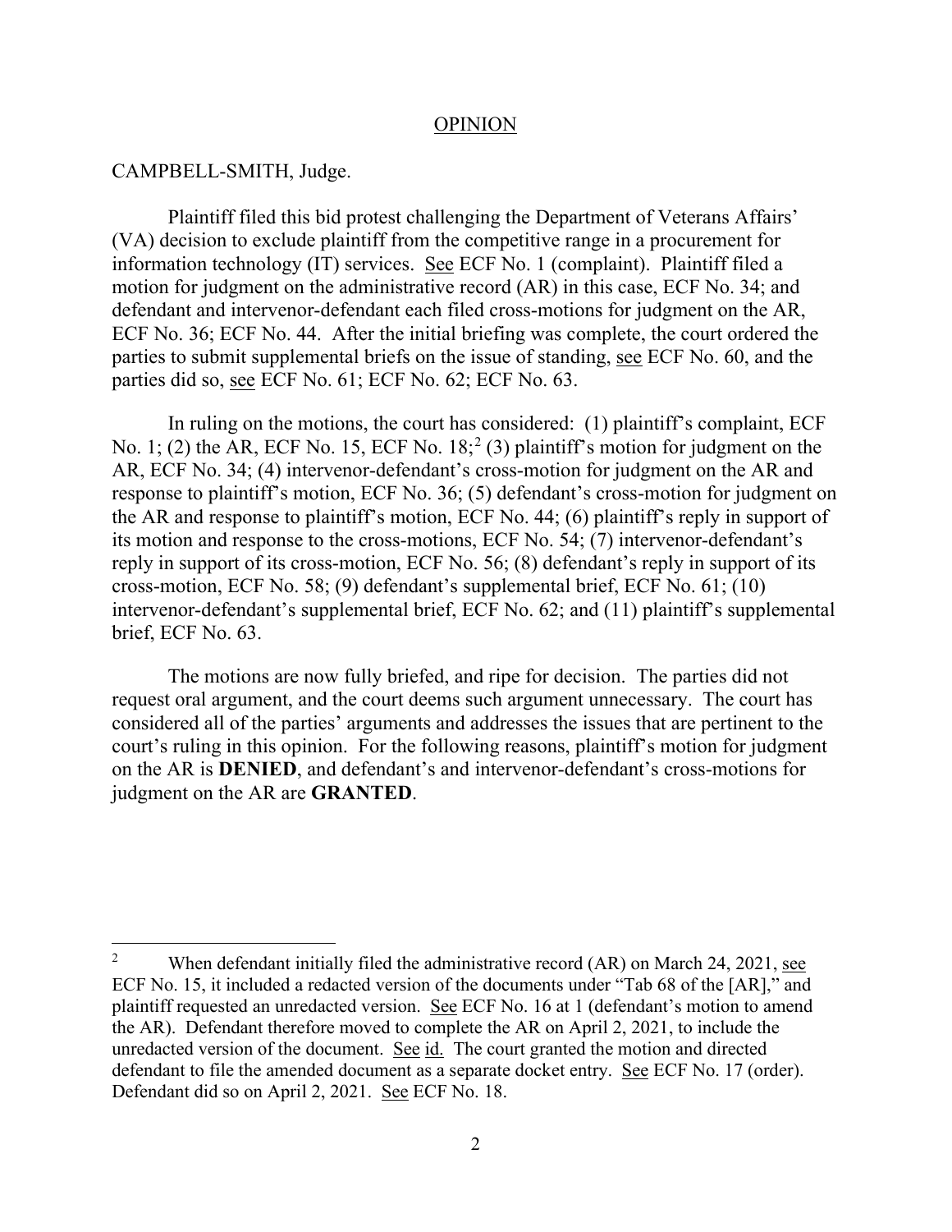## OPINION

CAMPBELL-SMITH, Judge.

Plaintiff filed this bid protest challenging the Department of Veterans Affairs' (VA) decision to exclude plaintiff from the competitive range in a procurement for information technology (IT) services. See ECF No. 1 (complaint). Plaintiff filed a motion for judgment on the administrative record (AR) in this case, ECF No. 34; and defendant and intervenor-defendant each filed cross-motions for judgment on the AR, ECF No. 36; ECF No. 44. After the initial briefing was complete, the court ordered the parties to submit supplemental briefs on the issue of standing, see ECF No. 60, and the parties did so, see ECF No. 61; ECF No. 62; ECF No. 63.

In ruling on the motions, the court has considered: (1) plaintiff's complaint, ECF No. 1; (2) the AR, ECF No. 15, ECF No. 18;[2] (3) plaintiff's motion for judgment on the AR, ECF No. 34; (4) intervenor-defendant's cross-motion for judgment on the AR and response to plaintiff's motion, ECF No. 36; (5) defendant's cross-motion for judgment on the AR and response to plaintiff's motion, ECF No. 44; (6) plaintiff's reply in support of its motion and response to the cross-motions, ECF No. 54; (7) intervenor-defendant's reply in support of its cross-motion, ECF No. 56; (8) defendant's reply in support of its cross-motion, ECF No. 58; (9) defendant's supplemental brief, ECF No. 61; (10) intervenor-defendant's supplemental brief, ECF No. 62; and (11) plaintiff's supplemental brief, ECF No. 63.

The motions are now fully briefed, and ripe for decision. The parties did not request oral argument, and the court deems such argument unnecessary. The court has considered all of the parties' arguments and addresses the issues that are pertinent to the court's ruling in this opinion. For the following reasons, plaintiff's motion for judgment on the AR is **DENIED**, and defendant's and intervenor-defendant's cross-motions for judgment on the AR are **GRANTED**.

---

[2] When defendant initially filed the administrative record (AR) on March 24, 2021, see ECF No. 15, it included a redacted version of the documents under "Tab 68 of the [AR]," and plaintiff requested an unredacted version. See ECF No. 16 at 1 (defendant's motion to amend the AR). Defendant therefore moved to complete the AR on April 2, 2021, to include the unredacted version of the document. See id. The court granted the motion and directed defendant to file the amended document as a separate docket entry. See ECF No. 17 (order). Defendant did so on April 2, 2021. See ECF No. 18.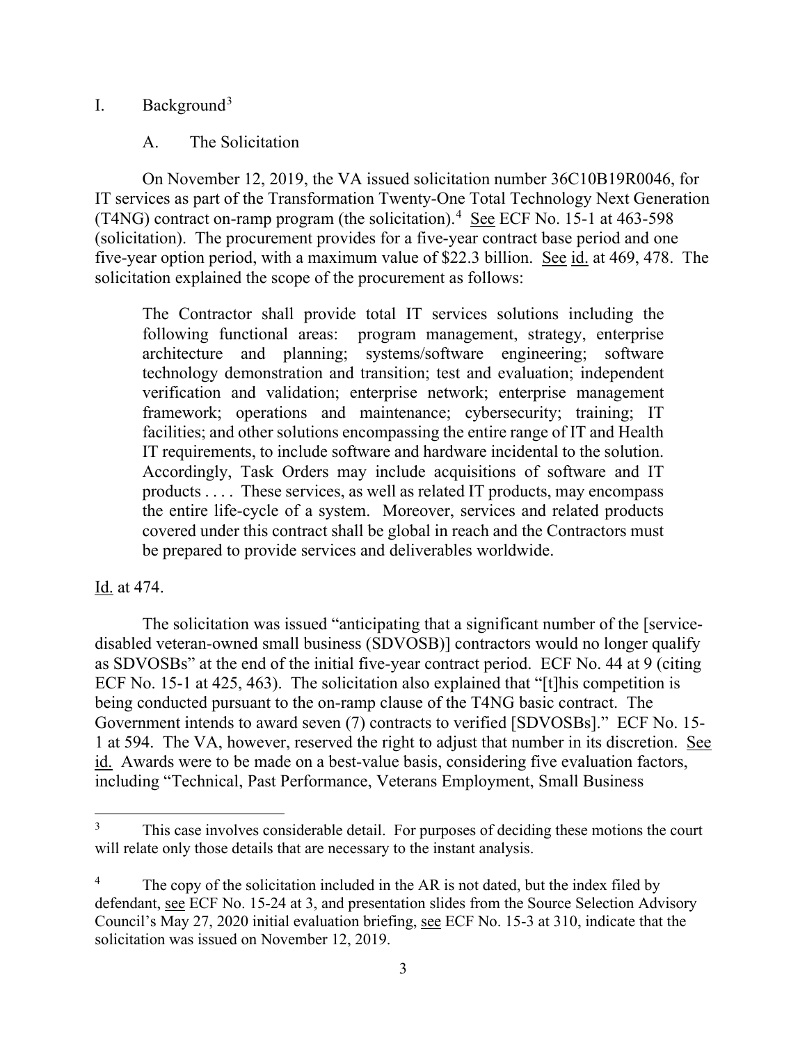I. Background[3]

A. The Solicitation

On November 12, 2019, the VA issued solicitation number 36C10B19R0046, for IT services as part of the Transformation Twenty-One Total Technology Next Generation (T4NG) contract on-ramp program (the solicitation).[4] See ECF No. 15-1 at 463-598 (solicitation). The procurement provides for a five-year contract base period and one five-year option period, with a maximum value of $22.3 billion. See id. at 469, 478. The solicitation explained the scope of the procurement as follows:

> The Contractor shall provide total IT services solutions including the following functional areas: program management, strategy, enterprise architecture and planning; systems/software engineering; software technology demonstration and transition; test and evaluation; independent verification and validation; enterprise network; enterprise management framework; operations and maintenance; cybersecurity; training; IT facilities; and other solutions encompassing the entire range of IT and Health IT requirements, to include software and hardware incidental to the solution. Accordingly, Task Orders may include acquisitions of software and IT products . . . . These services, as well as related IT products, may encompass the entire life-cycle of a system. Moreover, services and related products covered under this contract shall be global in reach and the Contractors must be prepared to provide services and deliverables worldwide.

Id. at 474.

The solicitation was issued "anticipating that a significant number of the [service-disabled veteran-owned small business (SDVOSB)] contractors would no longer qualify as SDVOSBs" at the end of the initial five-year contract period. ECF No. 44 at 9 (citing ECF No. 15-1 at 425, 463). The solicitation also explained that "[t]his competition is being conducted pursuant to the on-ramp clause of the T4NG basic contract. The Government intends to award seven (7) contracts to verified [SDVOSBs]." ECF No. 15-1 at 594. The VA, however, reserved the right to adjust that number in its discretion. See id. Awards were to be made on a best-value basis, considering five evaluation factors, including "Technical, Past Performance, Veterans Employment, Small Business

[3] This case involves considerable detail. For purposes of deciding these motions the court will relate only those details that are necessary to the instant analysis.

[4] The copy of the solicitation included in the AR is not dated, but the index filed by defendant, see ECF No. 15-24 at 3, and presentation slides from the Source Selection Advisory Council's May 27, 2020 initial evaluation briefing, see ECF No. 15-3 at 310, indicate that the solicitation was issued on November 12, 2019.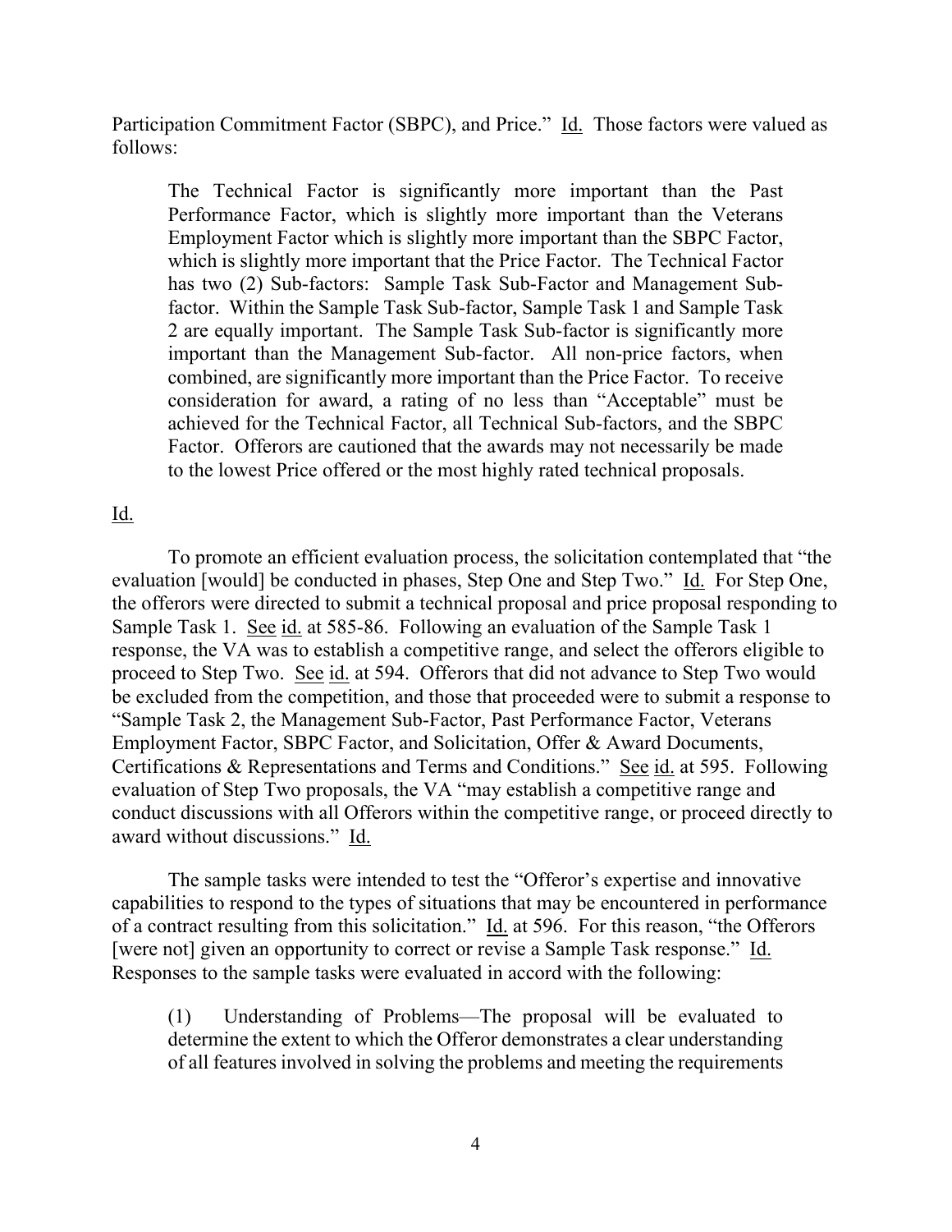Participation Commitment Factor (SBPC), and Price." Id. Those factors were valued as follows:

> The Technical Factor is significantly more important than the Past Performance Factor, which is slightly more important than the Veterans Employment Factor which is slightly more important than the SBPC Factor, which is slightly more important that the Price Factor. The Technical Factor has two (2) Sub-factors: Sample Task Sub-Factor and Management Sub-factor. Within the Sample Task Sub-factor, Sample Task 1 and Sample Task 2 are equally important. The Sample Task Sub-factor is significantly more important than the Management Sub-factor. All non-price factors, when combined, are significantly more important than the Price Factor. To receive consideration for award, a rating of no less than "Acceptable" must be achieved for the Technical Factor, all Technical Sub-factors, and the SBPC Factor. Offerors are cautioned that the awards may not necessarily be made to the lowest Price offered or the most highly rated technical proposals.

Id.

To promote an efficient evaluation process, the solicitation contemplated that "the evaluation [would] be conducted in phases, Step One and Step Two." Id. For Step One, the offerors were directed to submit a technical proposal and price proposal responding to Sample Task 1. See id. at 585-86. Following an evaluation of the Sample Task 1 response, the VA was to establish a competitive range, and select the offerors eligible to proceed to Step Two. See id. at 594. Offerors that did not advance to Step Two would be excluded from the competition, and those that proceeded were to submit a response to "Sample Task 2, the Management Sub-Factor, Past Performance Factor, Veterans Employment Factor, SBPC Factor, and Solicitation, Offer & Award Documents, Certifications & Representations and Terms and Conditions." See id. at 595. Following evaluation of Step Two proposals, the VA "may establish a competitive range and conduct discussions with all Offerors within the competitive range, or proceed directly to award without discussions." Id.

The sample tasks were intended to test the "Offeror's expertise and innovative capabilities to respond to the types of situations that may be encountered in performance of a contract resulting from this solicitation." Id. at 596. For this reason, "the Offerors [were not] given an opportunity to correct or revise a Sample Task response." Id. Responses to the sample tasks were evaluated in accord with the following:

> (1) Understanding of Problems—The proposal will be evaluated to determine the extent to which the Offeror demonstrates a clear understanding of all features involved in solving the problems and meeting the requirements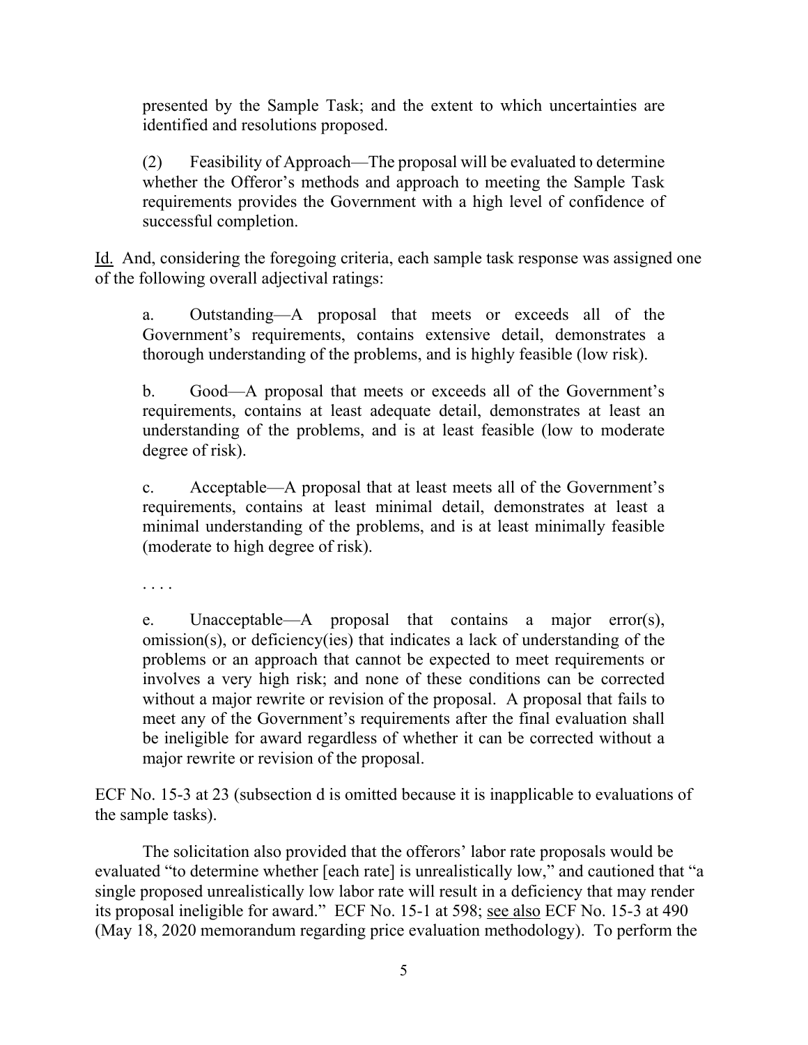presented by the Sample Task; and the extent to which uncertainties are identified and resolutions proposed.

> (2) Feasibility of Approach—The proposal will be evaluated to determine whether the Offeror's methods and approach to meeting the Sample Task requirements provides the Government with a high level of confidence of successful completion.

Id. And, considering the foregoing criteria, each sample task response was assigned one of the following overall adjectival ratings:

> a. Outstanding—A proposal that meets or exceeds all of the Government's requirements, contains extensive detail, demonstrates a thorough understanding of the problems, and is highly feasible (low risk).
>
> b. Good—A proposal that meets or exceeds all of the Government's requirements, contains at least adequate detail, demonstrates at least an understanding of the problems, and is at least feasible (low to moderate degree of risk).
>
> c. Acceptable—A proposal that at least meets all of the Government's requirements, contains at least minimal detail, demonstrates at least a minimal understanding of the problems, and is at least minimally feasible (moderate to high degree of risk).
>
> . . . .
>
> e. Unacceptable—A proposal that contains a major error(s), omission(s), or deficiency(ies) that indicates a lack of understanding of the problems or an approach that cannot be expected to meet requirements or involves a very high risk; and none of these conditions can be corrected without a major rewrite or revision of the proposal. A proposal that fails to meet any of the Government's requirements after the final evaluation shall be ineligible for award regardless of whether it can be corrected without a major rewrite or revision of the proposal.

ECF No. 15-3 at 23 (subsection d is omitted because it is inapplicable to evaluations of the sample tasks).

The solicitation also provided that the offerors' labor rate proposals would be evaluated "to determine whether [each rate] is unrealistically low," and cautioned that "a single proposed unrealistically low labor rate will result in a deficiency that may render its proposal ineligible for award." ECF No. 15-1 at 598; see also ECF No. 15-3 at 490 (May 18, 2020 memorandum regarding price evaluation methodology). To perform the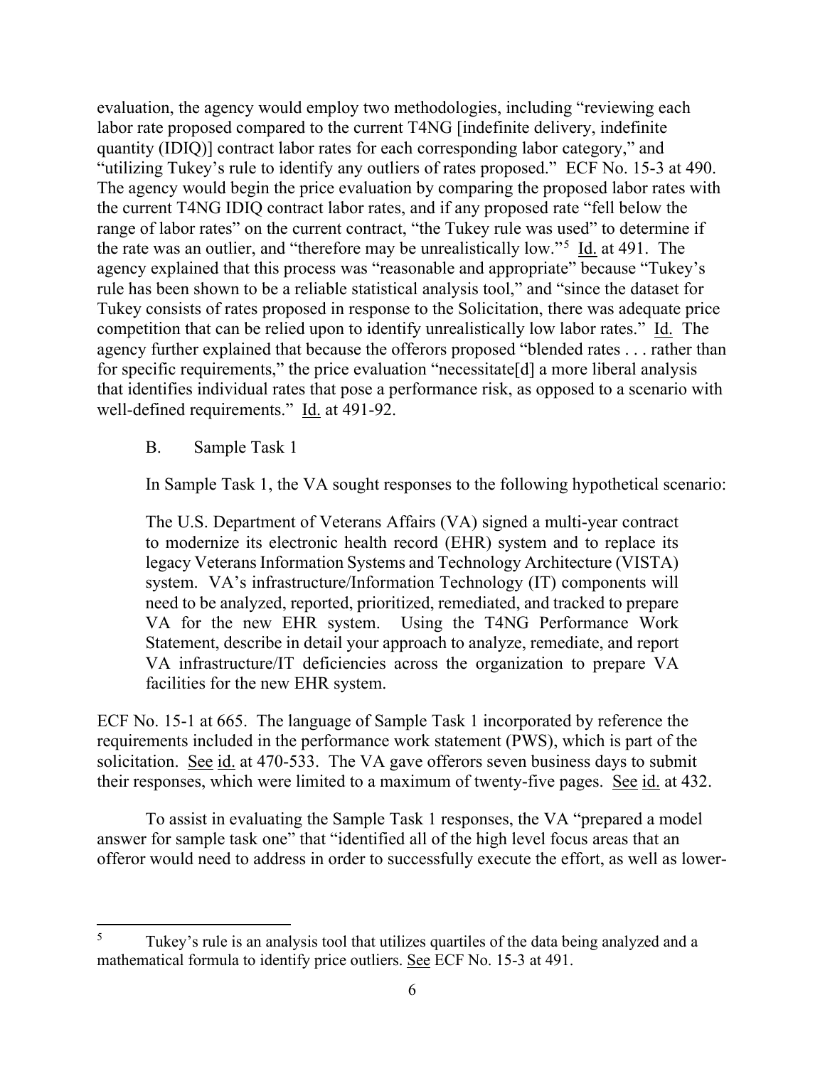evaluation, the agency would employ two methodologies, including "reviewing each labor rate proposed compared to the current T4NG [indefinite delivery, indefinite quantity (IDIQ)] contract labor rates for each corresponding labor category," and "utilizing Tukey's rule to identify any outliers of rates proposed." ECF No. 15-3 at 490. The agency would begin the price evaluation by comparing the proposed labor rates with the current T4NG IDIQ contract labor rates, and if any proposed rate "fell below the range of labor rates" on the current contract, "the Tukey rule was used" to determine if the rate was an outlier, and "therefore may be unrealistically low."[5] Id. at 491. The agency explained that this process was "reasonable and appropriate" because "Tukey's rule has been shown to be a reliable statistical analysis tool," and "since the dataset for Tukey consists of rates proposed in response to the Solicitation, there was adequate price competition that can be relied upon to identify unrealistically low labor rates." Id. The agency further explained that because the offerors proposed "blended rates . . . rather than for specific requirements," the price evaluation "necessitate[d] a more liberal analysis that identifies individual rates that pose a performance risk, as opposed to a scenario with well-defined requirements." Id. at 491-92.

## B. Sample Task 1

In Sample Task 1, the VA sought responses to the following hypothetical scenario:

> The U.S. Department of Veterans Affairs (VA) signed a multi-year contract to modernize its electronic health record (EHR) system and to replace its legacy Veterans Information Systems and Technology Architecture (VISTA) system. VA's infrastructure/Information Technology (IT) components will need to be analyzed, reported, prioritized, remediated, and tracked to prepare VA for the new EHR system. Using the T4NG Performance Work Statement, describe in detail your approach to analyze, remediate, and report VA infrastructure/IT deficiencies across the organization to prepare VA facilities for the new EHR system.

ECF No. 15-1 at 665. The language of Sample Task 1 incorporated by reference the requirements included in the performance work statement (PWS), which is part of the solicitation. See id. at 470-533. The VA gave offerors seven business days to submit their responses, which were limited to a maximum of twenty-five pages. See id. at 432.

To assist in evaluating the Sample Task 1 responses, the VA "prepared a model answer for sample task one" that "identified all of the high level focus areas that an offeror would need to address in order to successfully execute the effort, as well as lower-

---

[5] Tukey's rule is an analysis tool that utilizes quartiles of the data being analyzed and a mathematical formula to identify price outliers. See ECF No. 15-3 at 491.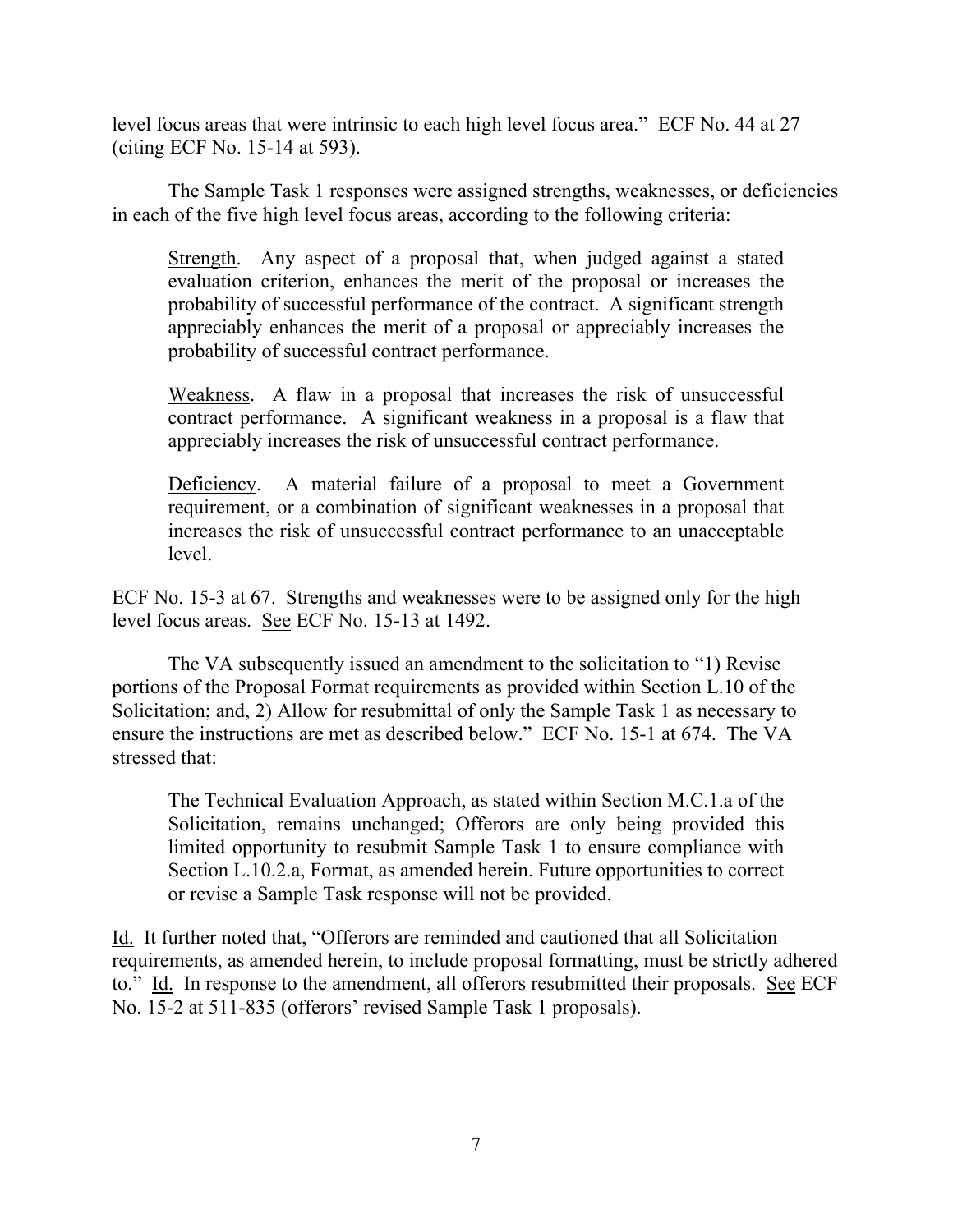level focus areas that were intrinsic to each high level focus area." ECF No. 44 at 27 (citing ECF No. 15-14 at 593).

The Sample Task 1 responses were assigned strengths, weaknesses, or deficiencies in each of the five high level focus areas, according to the following criteria:

> Strength. Any aspect of a proposal that, when judged against a stated evaluation criterion, enhances the merit of the proposal or increases the probability of successful performance of the contract. A significant strength appreciably enhances the merit of a proposal or appreciably increases the probability of successful contract performance.
>
> Weakness. A flaw in a proposal that increases the risk of unsuccessful contract performance. A significant weakness in a proposal is a flaw that appreciably increases the risk of unsuccessful contract performance.
>
> Deficiency. A material failure of a proposal to meet a Government requirement, or a combination of significant weaknesses in a proposal that increases the risk of unsuccessful contract performance to an unacceptable level.

ECF No. 15-3 at 67. Strengths and weaknesses were to be assigned only for the high level focus areas. See ECF No. 15-13 at 1492.

The VA subsequently issued an amendment to the solicitation to "1) Revise portions of the Proposal Format requirements as provided within Section L.10 of the Solicitation; and, 2) Allow for resubmittal of only the Sample Task 1 as necessary to ensure the instructions are met as described below." ECF No. 15-1 at 674. The VA stressed that:

> The Technical Evaluation Approach, as stated within Section M.C.1.a of the Solicitation, remains unchanged; Offerors are only being provided this limited opportunity to resubmit Sample Task 1 to ensure compliance with Section L.10.2.a, Format, as amended herein. Future opportunities to correct or revise a Sample Task response will not be provided.

Id. It further noted that, "Offerors are reminded and cautioned that all Solicitation requirements, as amended herein, to include proposal formatting, must be strictly adhered to." Id. In response to the amendment, all offerors resubmitted their proposals. See ECF No. 15-2 at 511-835 (offerors' revised Sample Task 1 proposals).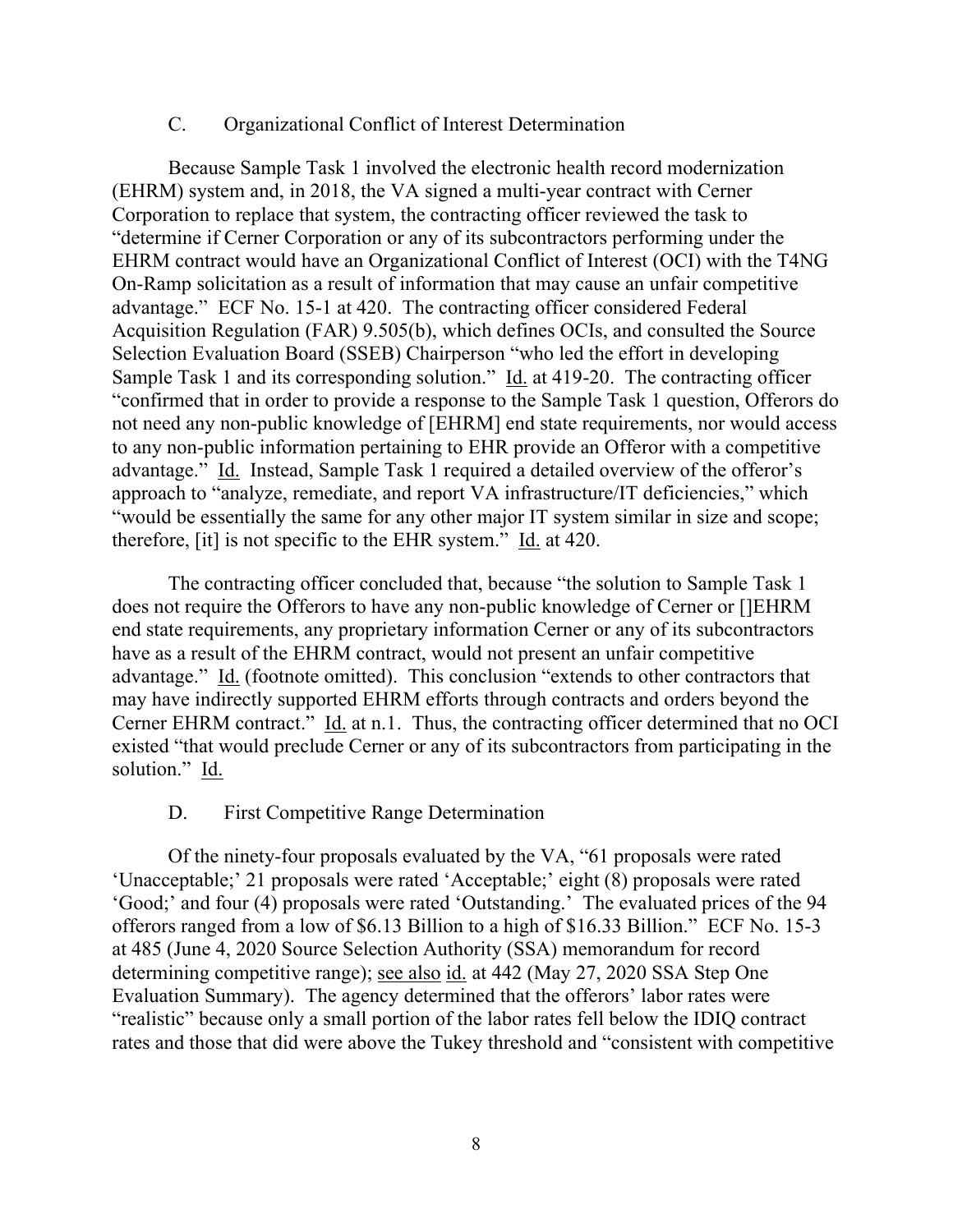### C. Organizational Conflict of Interest Determination

Because Sample Task 1 involved the electronic health record modernization (EHRM) system and, in 2018, the VA signed a multi-year contract with Cerner Corporation to replace that system, the contracting officer reviewed the task to "determine if Cerner Corporation or any of its subcontractors performing under the EHRM contract would have an Organizational Conflict of Interest (OCI) with the T4NG On-Ramp solicitation as a result of information that may cause an unfair competitive advantage." ECF No. 15-1 at 420. The contracting officer considered Federal Acquisition Regulation (FAR) 9.505(b), which defines OCIs, and consulted the Source Selection Evaluation Board (SSEB) Chairperson "who led the effort in developing Sample Task 1 and its corresponding solution." Id. at 419-20. The contracting officer "confirmed that in order to provide a response to the Sample Task 1 question, Offerors do not need any non-public knowledge of [EHRM] end state requirements, nor would access to any non-public information pertaining to EHR provide an Offeror with a competitive advantage." Id. Instead, Sample Task 1 required a detailed overview of the offeror's approach to "analyze, remediate, and report VA infrastructure/IT deficiencies," which "would be essentially the same for any other major IT system similar in size and scope; therefore, [it] is not specific to the EHR system." Id. at 420.

The contracting officer concluded that, because "the solution to Sample Task 1 does not require the Offerors to have any non-public knowledge of Cerner or []EHRM end state requirements, any proprietary information Cerner or any of its subcontractors have as a result of the EHRM contract, would not present an unfair competitive advantage." Id. (footnote omitted). This conclusion "extends to other contractors that may have indirectly supported EHRM efforts through contracts and orders beyond the Cerner EHRM contract." Id. at n.1. Thus, the contracting officer determined that no OCI existed "that would preclude Cerner or any of its subcontractors from participating in the solution." Id.

### D. First Competitive Range Determination

Of the ninety-four proposals evaluated by the VA, "61 proposals were rated 'Unacceptable;' 21 proposals were rated 'Acceptable;' eight (8) proposals were rated 'Good;' and four (4) proposals were rated 'Outstanding.' The evaluated prices of the 94 offerors ranged from a low of $6.13 Billion to a high of $16.33 Billion." ECF No. 15-3 at 485 (June 4, 2020 Source Selection Authority (SSA) memorandum for record determining competitive range); see also id. at 442 (May 27, 2020 SSA Step One Evaluation Summary). The agency determined that the offerors' labor rates were "realistic" because only a small portion of the labor rates fell below the IDIQ contract rates and those that did were above the Tukey threshold and "consistent with competitive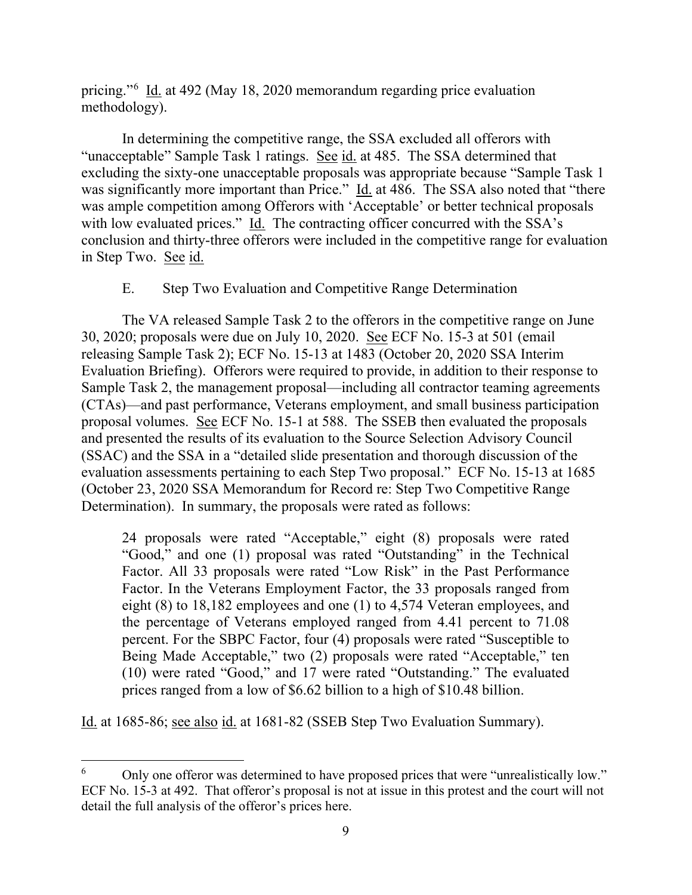pricing."[6] Id. at 492 (May 18, 2020 memorandum regarding price evaluation methodology).

In determining the competitive range, the SSA excluded all offerors with "unacceptable" Sample Task 1 ratings. See id. at 485. The SSA determined that excluding the sixty-one unacceptable proposals was appropriate because "Sample Task 1 was significantly more important than Price." Id. at 486. The SSA also noted that "there was ample competition among Offerors with 'Acceptable' or better technical proposals with low evaluated prices." Id. The contracting officer concurred with the SSA's conclusion and thirty-three offerors were included in the competitive range for evaluation in Step Two. See id.

E. Step Two Evaluation and Competitive Range Determination

The VA released Sample Task 2 to the offerors in the competitive range on June 30, 2020; proposals were due on July 10, 2020. See ECF No. 15-3 at 501 (email releasing Sample Task 2); ECF No. 15-13 at 1483 (October 20, 2020 SSA Interim Evaluation Briefing). Offerors were required to provide, in addition to their response to Sample Task 2, the management proposal—including all contractor teaming agreements (CTAs)—and past performance, Veterans employment, and small business participation proposal volumes. See ECF No. 15-1 at 588. The SSEB then evaluated the proposals and presented the results of its evaluation to the Source Selection Advisory Council (SSAC) and the SSA in a "detailed slide presentation and thorough discussion of the evaluation assessments pertaining to each Step Two proposal." ECF No. 15-13 at 1685 (October 23, 2020 SSA Memorandum for Record re: Step Two Competitive Range Determination). In summary, the proposals were rated as follows:

> 24 proposals were rated "Acceptable," eight (8) proposals were rated "Good," and one (1) proposal was rated "Outstanding" in the Technical Factor. All 33 proposals were rated "Low Risk" in the Past Performance Factor. In the Veterans Employment Factor, the 33 proposals ranged from eight (8) to 18,182 employees and one (1) to 4,574 Veteran employees, and the percentage of Veterans employed ranged from 4.41 percent to 71.08 percent. For the SBPC Factor, four (4) proposals were rated "Susceptible to Being Made Acceptable," two (2) proposals were rated "Acceptable," ten (10) were rated "Good," and 17 were rated "Outstanding." The evaluated prices ranged from a low of $6.62 billion to a high of $10.48 billion.

Id. at 1685-86; see also id. at 1681-82 (SSEB Step Two Evaluation Summary).

[6] Only one offeror was determined to have proposed prices that were "unrealistically low." ECF No. 15-3 at 492. That offeror's proposal is not at issue in this protest and the court will not detail the full analysis of the offeror's prices here.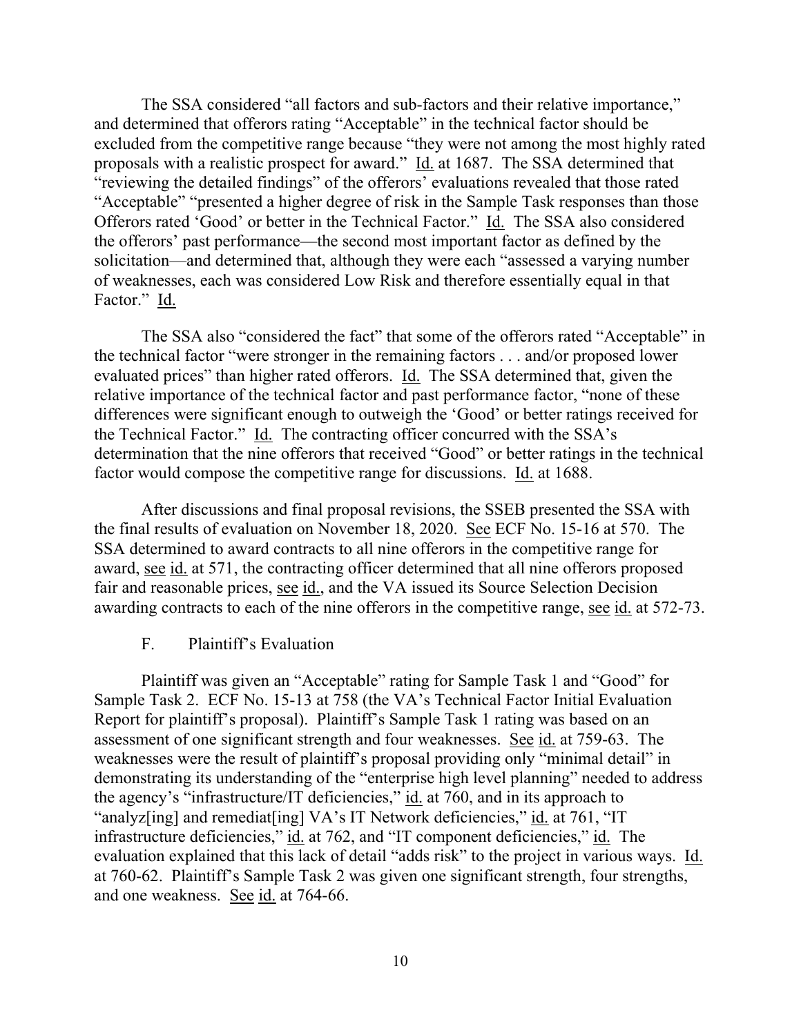The SSA considered "all factors and sub-factors and their relative importance," and determined that offerors rating "Acceptable" in the technical factor should be excluded from the competitive range because "they were not among the most highly rated proposals with a realistic prospect for award." Id. at 1687. The SSA determined that "reviewing the detailed findings" of the offerors' evaluations revealed that those rated "Acceptable" "presented a higher degree of risk in the Sample Task responses than those Offerors rated 'Good' or better in the Technical Factor." Id. The SSA also considered the offerors' past performance—the second most important factor as defined by the solicitation—and determined that, although they were each "assessed a varying number of weaknesses, each was considered Low Risk and therefore essentially equal in that Factor." Id.

The SSA also "considered the fact" that some of the offerors rated "Acceptable" in the technical factor "were stronger in the remaining factors . . . and/or proposed lower evaluated prices" than higher rated offerors. Id. The SSA determined that, given the relative importance of the technical factor and past performance factor, "none of these differences were significant enough to outweigh the 'Good' or better ratings received for the Technical Factor." Id. The contracting officer concurred with the SSA's determination that the nine offerors that received "Good" or better ratings in the technical factor would compose the competitive range for discussions. Id. at 1688.

After discussions and final proposal revisions, the SSEB presented the SSA with the final results of evaluation on November 18, 2020. See ECF No. 15-16 at 570. The SSA determined to award contracts to all nine offerors in the competitive range for award, see id. at 571, the contracting officer determined that all nine offerors proposed fair and reasonable prices, see id., and the VA issued its Source Selection Decision awarding contracts to each of the nine offerors in the competitive range, see id. at 572-73.

### F. Plaintiff's Evaluation

Plaintiff was given an "Acceptable" rating for Sample Task 1 and "Good" for Sample Task 2. ECF No. 15-13 at 758 (the VA's Technical Factor Initial Evaluation Report for plaintiff's proposal). Plaintiff's Sample Task 1 rating was based on an assessment of one significant strength and four weaknesses. See id. at 759-63. The weaknesses were the result of plaintiff's proposal providing only "minimal detail" in demonstrating its understanding of the "enterprise high level planning" needed to address the agency's "infrastructure/IT deficiencies," id. at 760, and in its approach to "analyz[ing] and remediat[ing] VA's IT Network deficiencies," id. at 761, "IT infrastructure deficiencies," id. at 762, and "IT component deficiencies," id. The evaluation explained that this lack of detail "adds risk" to the project in various ways. Id. at 760-62. Plaintiff's Sample Task 2 was given one significant strength, four strengths, and one weakness. See id. at 764-66.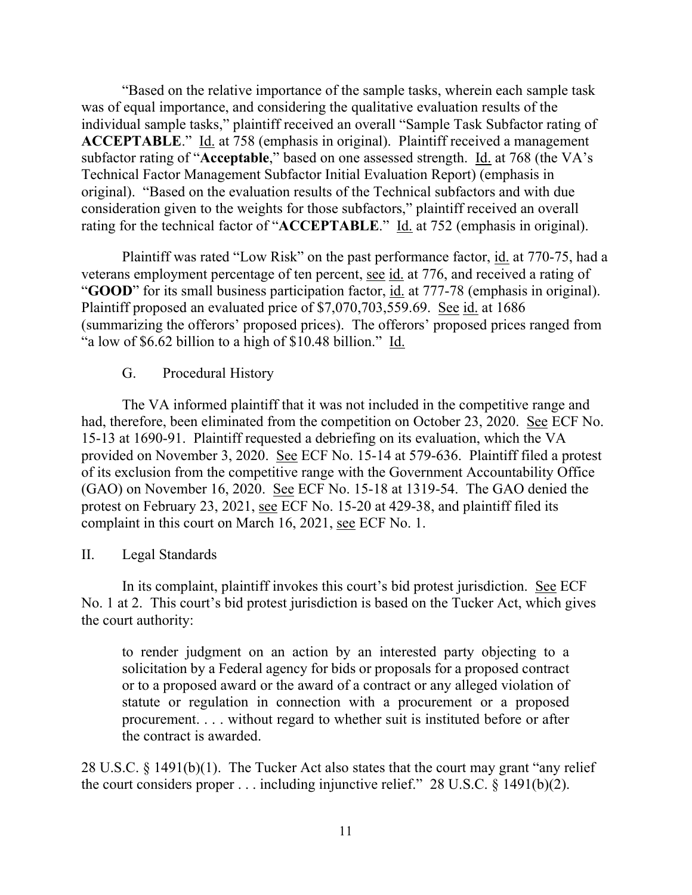"Based on the relative importance of the sample tasks, wherein each sample task was of equal importance, and considering the qualitative evaluation results of the individual sample tasks," plaintiff received an overall "Sample Task Subfactor rating of **ACCEPTABLE**." Id. at 758 (emphasis in original). Plaintiff received a management subfactor rating of "**Acceptable**," based on one assessed strength. Id. at 768 (the VA's Technical Factor Management Subfactor Initial Evaluation Report) (emphasis in original). "Based on the evaluation results of the Technical subfactors and with due consideration given to the weights for those subfactors," plaintiff received an overall rating for the technical factor of "**ACCEPTABLE**." Id. at 752 (emphasis in original).

Plaintiff was rated "Low Risk" on the past performance factor, id. at 770-75, had a veterans employment percentage of ten percent, see id. at 776, and received a rating of "**GOOD**" for its small business participation factor, id. at 777-78 (emphasis in original). Plaintiff proposed an evaluated price of $7,070,703,559.69. See id. at 1686 (summarizing the offerors' proposed prices). The offerors' proposed prices ranged from "a low of $6.62 billion to a high of $10.48 billion." Id.

### G. Procedural History

The VA informed plaintiff that it was not included in the competitive range and had, therefore, been eliminated from the competition on October 23, 2020. See ECF No. 15-13 at 1690-91. Plaintiff requested a debriefing on its evaluation, which the VA provided on November 3, 2020. See ECF No. 15-14 at 579-636. Plaintiff filed a protest of its exclusion from the competitive range with the Government Accountability Office (GAO) on November 16, 2020. See ECF No. 15-18 at 1319-54. The GAO denied the protest on February 23, 2021, see ECF No. 15-20 at 429-38, and plaintiff filed its complaint in this court on March 16, 2021, see ECF No. 1.

## II. Legal Standards

In its complaint, plaintiff invokes this court's bid protest jurisdiction. See ECF No. 1 at 2. This court's bid protest jurisdiction is based on the Tucker Act, which gives the court authority:

> to render judgment on an action by an interested party objecting to a solicitation by a Federal agency for bids or proposals for a proposed contract or to a proposed award or the award of a contract or any alleged violation of statute or regulation in connection with a procurement or a proposed procurement. . . . without regard to whether suit is instituted before or after the contract is awarded.

28 U.S.C. § 1491(b)(1). The Tucker Act also states that the court may grant "any relief the court considers proper . . . including injunctive relief." 28 U.S.C. § 1491(b)(2).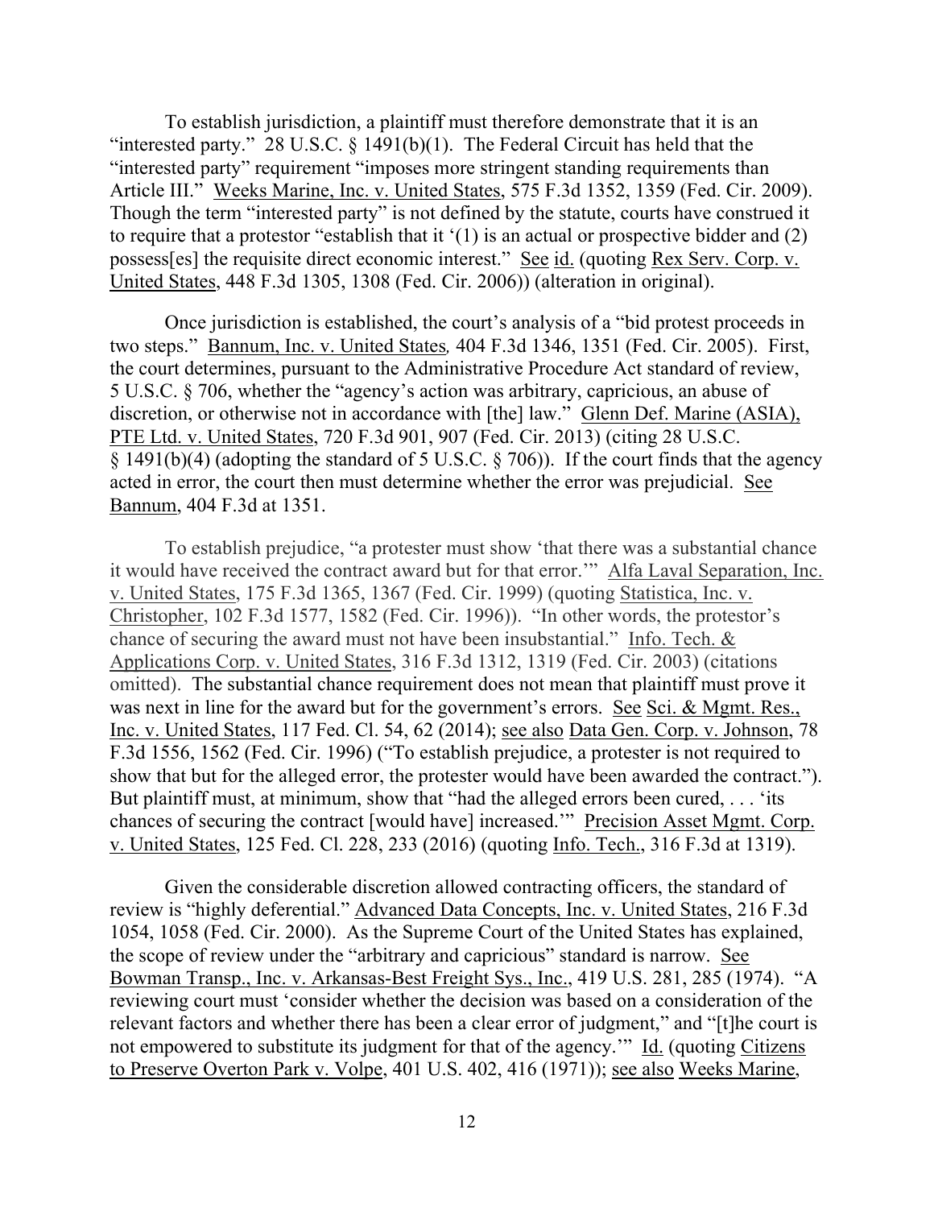To establish jurisdiction, a plaintiff must therefore demonstrate that it is an "interested party." 28 U.S.C. § 1491(b)(1). The Federal Circuit has held that the "interested party" requirement "imposes more stringent standing requirements than Article III." Weeks Marine, Inc. v. United States, 575 F.3d 1352, 1359 (Fed. Cir. 2009). Though the term "interested party" is not defined by the statute, courts have construed it to require that a protestor "establish that it '(1) is an actual or prospective bidder and (2) possess[es] the requisite direct economic interest." See id. (quoting Rex Serv. Corp. v. United States, 448 F.3d 1305, 1308 (Fed. Cir. 2006)) (alteration in original).

Once jurisdiction is established, the court's analysis of a "bid protest proceeds in two steps." Bannum, Inc. v. United States, 404 F.3d 1346, 1351 (Fed. Cir. 2005). First, the court determines, pursuant to the Administrative Procedure Act standard of review, 5 U.S.C. § 706, whether the "agency's action was arbitrary, capricious, an abuse of discretion, or otherwise not in accordance with [the] law." Glenn Def. Marine (ASIA), PTE Ltd. v. United States, 720 F.3d 901, 907 (Fed. Cir. 2013) (citing 28 U.S.C. § 1491(b)(4) (adopting the standard of 5 U.S.C. § 706)). If the court finds that the agency acted in error, the court then must determine whether the error was prejudicial. See Bannum, 404 F.3d at 1351.

To establish prejudice, "a protester must show 'that there was a substantial chance it would have received the contract award but for that error.'" Alfa Laval Separation, Inc. v. United States, 175 F.3d 1365, 1367 (Fed. Cir. 1999) (quoting Statistica, Inc. v. Christopher, 102 F.3d 1577, 1582 (Fed. Cir. 1996)). "In other words, the protestor's chance of securing the award must not have been insubstantial." Info. Tech. & Applications Corp. v. United States, 316 F.3d 1312, 1319 (Fed. Cir. 2003) (citations omitted). The substantial chance requirement does not mean that plaintiff must prove it was next in line for the award but for the government's errors. See Sci. & Mgmt. Res., Inc. v. United States, 117 Fed. Cl. 54, 62 (2014); see also Data Gen. Corp. v. Johnson, 78 F.3d 1556, 1562 (Fed. Cir. 1996) ("To establish prejudice, a protester is not required to show that but for the alleged error, the protester would have been awarded the contract."). But plaintiff must, at minimum, show that "had the alleged errors been cured, . . . 'its chances of securing the contract [would have] increased.'" Precision Asset Mgmt. Corp. v. United States, 125 Fed. Cl. 228, 233 (2016) (quoting Info. Tech., 316 F.3d at 1319).

Given the considerable discretion allowed contracting officers, the standard of review is "highly deferential." Advanced Data Concepts, Inc. v. United States, 216 F.3d 1054, 1058 (Fed. Cir. 2000). As the Supreme Court of the United States has explained, the scope of review under the "arbitrary and capricious" standard is narrow. See Bowman Transp., Inc. v. Arkansas-Best Freight Sys., Inc., 419 U.S. 281, 285 (1974). "A reviewing court must 'consider whether the decision was based on a consideration of the relevant factors and whether there has been a clear error of judgment," and "[t]he court is not empowered to substitute its judgment for that of the agency.'" Id. (quoting Citizens to Preserve Overton Park v. Volpe, 401 U.S. 402, 416 (1971)); see also Weeks Marine,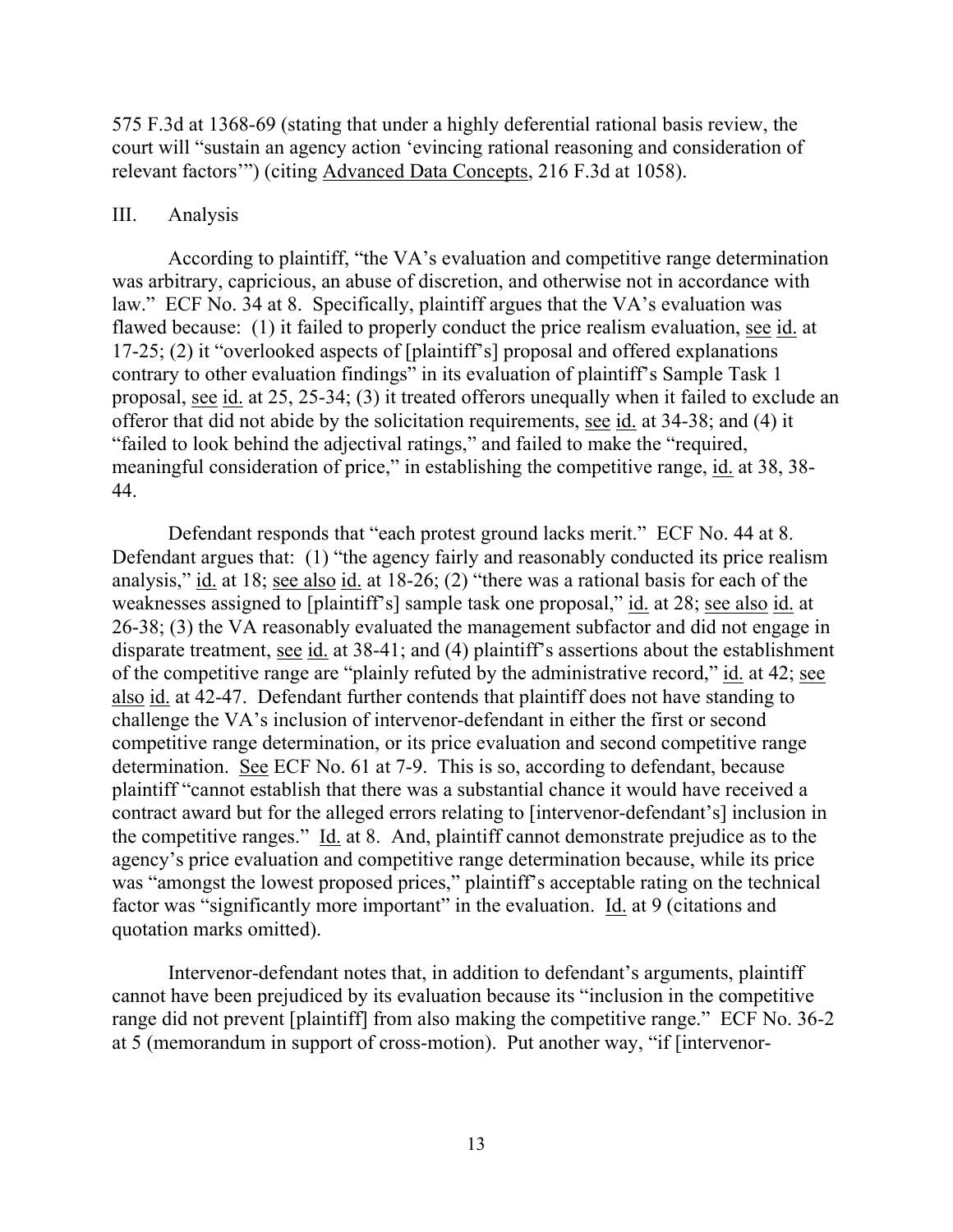575 F.3d at 1368-69 (stating that under a highly deferential rational basis review, the court will "sustain an agency action 'evincing rational reasoning and consideration of relevant factors'") (citing Advanced Data Concepts, 216 F.3d at 1058).

## III. Analysis

According to plaintiff, "the VA's evaluation and competitive range determination was arbitrary, capricious, an abuse of discretion, and otherwise not in accordance with law." ECF No. 34 at 8. Specifically, plaintiff argues that the VA's evaluation was flawed because: (1) it failed to properly conduct the price realism evaluation, see id. at 17-25; (2) it "overlooked aspects of [plaintiff's] proposal and offered explanations contrary to other evaluation findings" in its evaluation of plaintiff's Sample Task 1 proposal, see id. at 25, 25-34; (3) it treated offerors unequally when it failed to exclude an offeror that did not abide by the solicitation requirements, see id. at 34-38; and (4) it "failed to look behind the adjectival ratings," and failed to make the "required, meaningful consideration of price," in establishing the competitive range, id. at 38, 38-44.

Defendant responds that "each protest ground lacks merit." ECF No. 44 at 8. Defendant argues that: (1) "the agency fairly and reasonably conducted its price realism analysis," id. at 18; see also id. at 18-26; (2) "there was a rational basis for each of the weaknesses assigned to [plaintiff's] sample task one proposal," id. at 28; see also id. at 26-38; (3) the VA reasonably evaluated the management subfactor and did not engage in disparate treatment, see id. at 38-41; and (4) plaintiff's assertions about the establishment of the competitive range are "plainly refuted by the administrative record," id. at 42; see also id. at 42-47. Defendant further contends that plaintiff does not have standing to challenge the VA's inclusion of intervenor-defendant in either the first or second competitive range determination, or its price evaluation and second competitive range determination. See ECF No. 61 at 7-9. This is so, according to defendant, because plaintiff "cannot establish that there was a substantial chance it would have received a contract award but for the alleged errors relating to [intervenor-defendant's] inclusion in the competitive ranges." Id. at 8. And, plaintiff cannot demonstrate prejudice as to the agency's price evaluation and competitive range determination because, while its price was "amongst the lowest proposed prices," plaintiff's acceptable rating on the technical factor was "significantly more important" in the evaluation. Id. at 9 (citations and quotation marks omitted).

Intervenor-defendant notes that, in addition to defendant's arguments, plaintiff cannot have been prejudiced by its evaluation because its "inclusion in the competitive range did not prevent [plaintiff] from also making the competitive range." ECF No. 36-2 at 5 (memorandum in support of cross-motion). Put another way, "if [intervenor-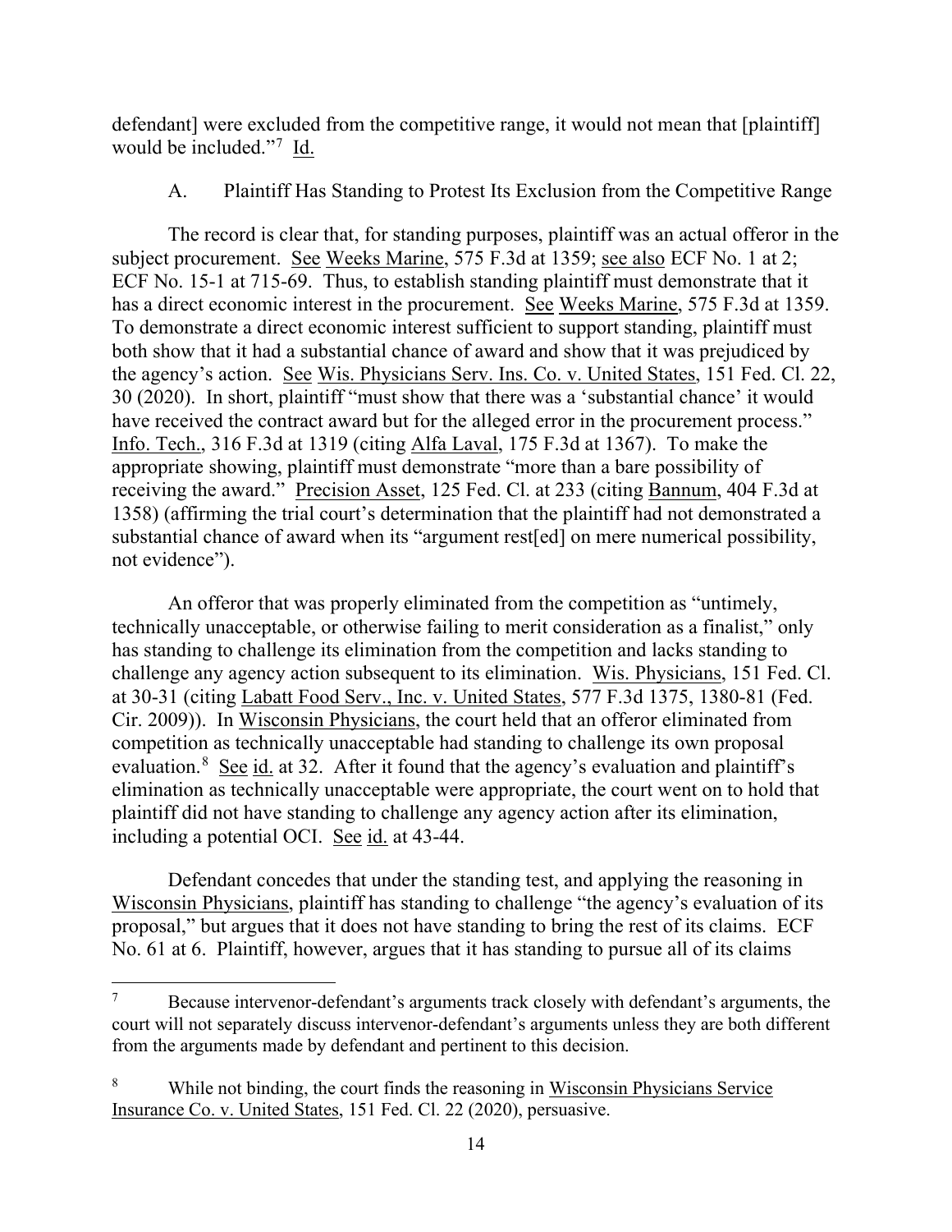defendant] were excluded from the competitive range, it would not mean that [plaintiff] would be included."[7] Id.

A. Plaintiff Has Standing to Protest Its Exclusion from the Competitive Range

The record is clear that, for standing purposes, plaintiff was an actual offeror in the subject procurement. See Weeks Marine, 575 F.3d at 1359; see also ECF No. 1 at 2; ECF No. 15-1 at 715-69. Thus, to establish standing plaintiff must demonstrate that it has a direct economic interest in the procurement. See Weeks Marine, 575 F.3d at 1359. To demonstrate a direct economic interest sufficient to support standing, plaintiff must both show that it had a substantial chance of award and show that it was prejudiced by the agency's action. See Wis. Physicians Serv. Ins. Co. v. United States, 151 Fed. Cl. 22, 30 (2020). In short, plaintiff "must show that there was a 'substantial chance' it would have received the contract award but for the alleged error in the procurement process." Info. Tech., 316 F.3d at 1319 (citing Alfa Laval, 175 F.3d at 1367). To make the appropriate showing, plaintiff must demonstrate "more than a bare possibility of receiving the award." Precision Asset, 125 Fed. Cl. at 233 (citing Bannum, 404 F.3d at 1358) (affirming the trial court's determination that the plaintiff had not demonstrated a substantial chance of award when its "argument rest[ed] on mere numerical possibility, not evidence").

An offeror that was properly eliminated from the competition as "untimely, technically unacceptable, or otherwise failing to merit consideration as a finalist," only has standing to challenge its elimination from the competition and lacks standing to challenge any agency action subsequent to its elimination. Wis. Physicians, 151 Fed. Cl. at 30-31 (citing Labatt Food Serv., Inc. v. United States, 577 F.3d 1375, 1380-81 (Fed. Cir. 2009)). In Wisconsin Physicians, the court held that an offeror eliminated from competition as technically unacceptable had standing to challenge its own proposal evaluation.[8] See id. at 32. After it found that the agency's evaluation and plaintiff's elimination as technically unacceptable were appropriate, the court went on to hold that plaintiff did not have standing to challenge any agency action after its elimination, including a potential OCI. See id. at 43-44.

Defendant concedes that under the standing test, and applying the reasoning in Wisconsin Physicians, plaintiff has standing to challenge "the agency's evaluation of its proposal," but argues that it does not have standing to bring the rest of its claims. ECF No. 61 at 6. Plaintiff, however, argues that it has standing to pursue all of its claims

[7] Because intervenor-defendant's arguments track closely with defendant's arguments, the court will not separately discuss intervenor-defendant's arguments unless they are both different from the arguments made by defendant and pertinent to this decision.

[8] While not binding, the court finds the reasoning in Wisconsin Physicians Service Insurance Co. v. United States, 151 Fed. Cl. 22 (2020), persuasive.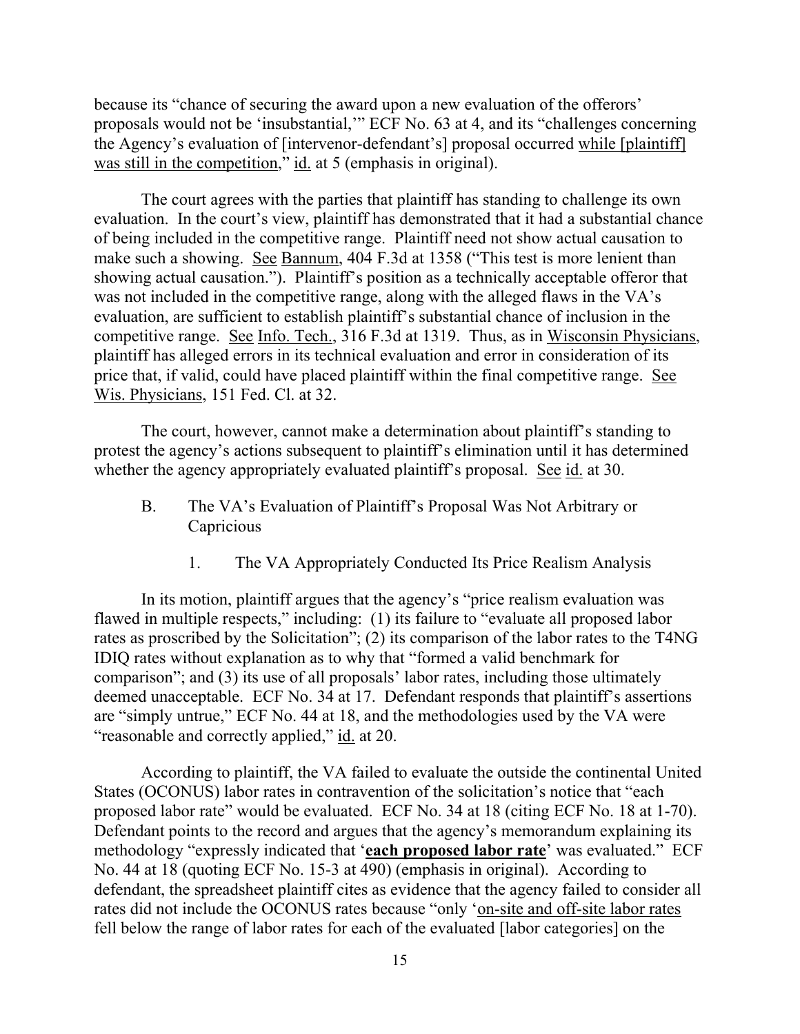because its "chance of securing the award upon a new evaluation of the offerors' proposals would not be 'insubstantial,'" ECF No. 63 at 4, and its "challenges concerning the Agency's evaluation of [intervenor-defendant's] proposal occurred <u>while [plaintiff] was still in the competition</u>," <u>id.</u> at 5 (emphasis in original).

The court agrees with the parties that plaintiff has standing to challenge its own evaluation. In the court's view, plaintiff has demonstrated that it had a substantial chance of being included in the competitive range. Plaintiff need not show actual causation to make such a showing. <u>See</u> <u>Bannum</u>, 404 F.3d at 1358 ("This test is more lenient than showing actual causation."). Plaintiff's position as a technically acceptable offeror that was not included in the competitive range, along with the alleged flaws in the VA's evaluation, are sufficient to establish plaintiff's substantial chance of inclusion in the competitive range. <u>See</u> <u>Info. Tech.</u>, 316 F.3d at 1319. Thus, as in <u>Wisconsin Physicians</u>, plaintiff has alleged errors in its technical evaluation and error in consideration of its price that, if valid, could have placed plaintiff within the final competitive range. <u>See</u> <u>Wis. Physicians</u>, 151 Fed. Cl. at 32.

The court, however, cannot make a determination about plaintiff's standing to protest the agency's actions subsequent to plaintiff's elimination until it has determined whether the agency appropriately evaluated plaintiff's proposal. <u>See</u> <u>id.</u> at 30.

### B. The VA's Evaluation of Plaintiff's Proposal Was Not Arbitrary or Capricious

#### 1. The VA Appropriately Conducted Its Price Realism Analysis

In its motion, plaintiff argues that the agency's "price realism evaluation was flawed in multiple respects," including: (1) its failure to "evaluate all proposed labor rates as proscribed by the Solicitation"; (2) its comparison of the labor rates to the T4NG IDIQ rates without explanation as to why that "formed a valid benchmark for comparison"; and (3) its use of all proposals' labor rates, including those ultimately deemed unacceptable. ECF No. 34 at 17. Defendant responds that plaintiff's assertions are "simply untrue," ECF No. 44 at 18, and the methodologies used by the VA were "reasonable and correctly applied," <u>id.</u> at 20.

According to plaintiff, the VA failed to evaluate the outside the continental United States (OCONUS) labor rates in contravention of the solicitation's notice that "each proposed labor rate" would be evaluated. ECF No. 34 at 18 (citing ECF No. 18 at 1-70). Defendant points to the record and argues that the agency's memorandum explaining its methodology "expressly indicated that '<u>**each proposed labor rate**</u>' was evaluated." ECF No. 44 at 18 (quoting ECF No. 15-3 at 490) (emphasis in original). According to defendant, the spreadsheet plaintiff cites as evidence that the agency failed to consider all rates did not include the OCONUS rates because "only '<u>on-site and off-site labor rates</u> fell below the range of labor rates for each of the evaluated [labor categories] on the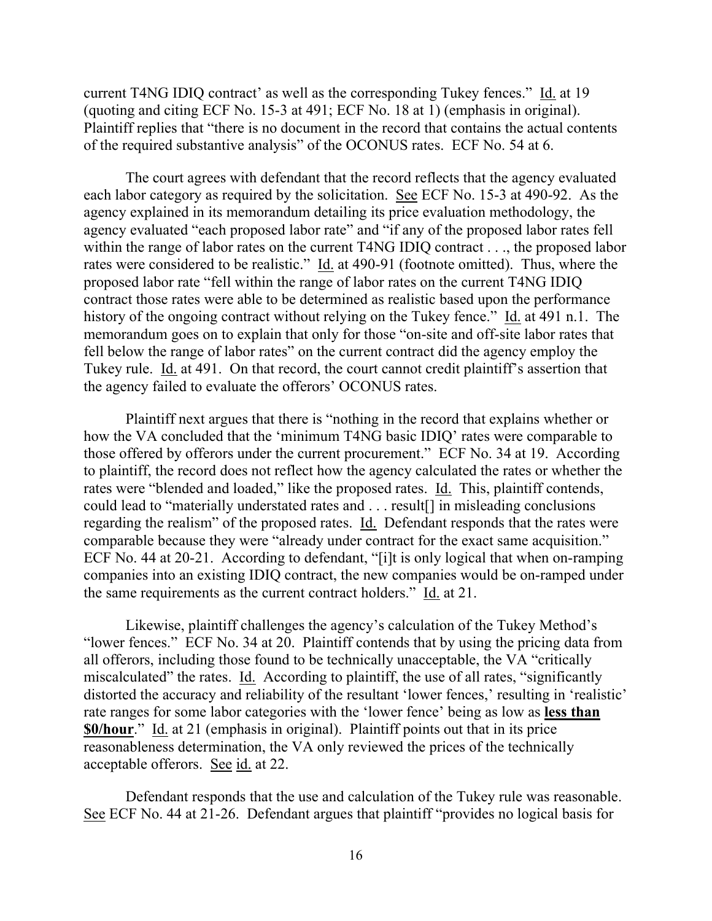current T4NG IDIQ contract' as well as the corresponding Tukey fences." Id. at 19 (quoting and citing ECF No. 15-3 at 491; ECF No. 18 at 1) (emphasis in original). Plaintiff replies that "there is no document in the record that contains the actual contents of the required substantive analysis" of the OCONUS rates. ECF No. 54 at 6.

The court agrees with defendant that the record reflects that the agency evaluated each labor category as required by the solicitation. See ECF No. 15-3 at 490-92. As the agency explained in its memorandum detailing its price evaluation methodology, the agency evaluated "each proposed labor rate" and "if any of the proposed labor rates fell within the range of labor rates on the current T4NG IDIQ contract . . ., the proposed labor rates were considered to be realistic." Id. at 490-91 (footnote omitted). Thus, where the proposed labor rate "fell within the range of labor rates on the current T4NG IDIQ contract those rates were able to be determined as realistic based upon the performance history of the ongoing contract without relying on the Tukey fence." Id. at 491 n.1. The memorandum goes on to explain that only for those "on-site and off-site labor rates that fell below the range of labor rates" on the current contract did the agency employ the Tukey rule. Id. at 491. On that record, the court cannot credit plaintiff's assertion that the agency failed to evaluate the offerors' OCONUS rates.

Plaintiff next argues that there is "nothing in the record that explains whether or how the VA concluded that the 'minimum T4NG basic IDIQ' rates were comparable to those offered by offerors under the current procurement." ECF No. 34 at 19. According to plaintiff, the record does not reflect how the agency calculated the rates or whether the rates were "blended and loaded," like the proposed rates. Id. This, plaintiff contends, could lead to "materially understated rates and . . . result[] in misleading conclusions regarding the realism" of the proposed rates. Id. Defendant responds that the rates were comparable because they were "already under contract for the exact same acquisition." ECF No. 44 at 20-21. According to defendant, "[i]t is only logical that when on-ramping companies into an existing IDIQ contract, the new companies would be on-ramped under the same requirements as the current contract holders." Id. at 21.

Likewise, plaintiff challenges the agency's calculation of the Tukey Method's "lower fences." ECF No. 34 at 20. Plaintiff contends that by using the pricing data from all offerors, including those found to be technically unacceptable, the VA "critically miscalculated" the rates. Id. According to plaintiff, the use of all rates, "significantly distorted the accuracy and reliability of the resultant 'lower fences,' resulting in 'realistic' rate ranges for some labor categories with the 'lower fence' being as low as **less than $0/hour**." Id. at 21 (emphasis in original). Plaintiff points out that in its price reasonableness determination, the VA only reviewed the prices of the technically acceptable offerors. See id. at 22.

Defendant responds that the use and calculation of the Tukey rule was reasonable. See ECF No. 44 at 21-26. Defendant argues that plaintiff "provides no logical basis for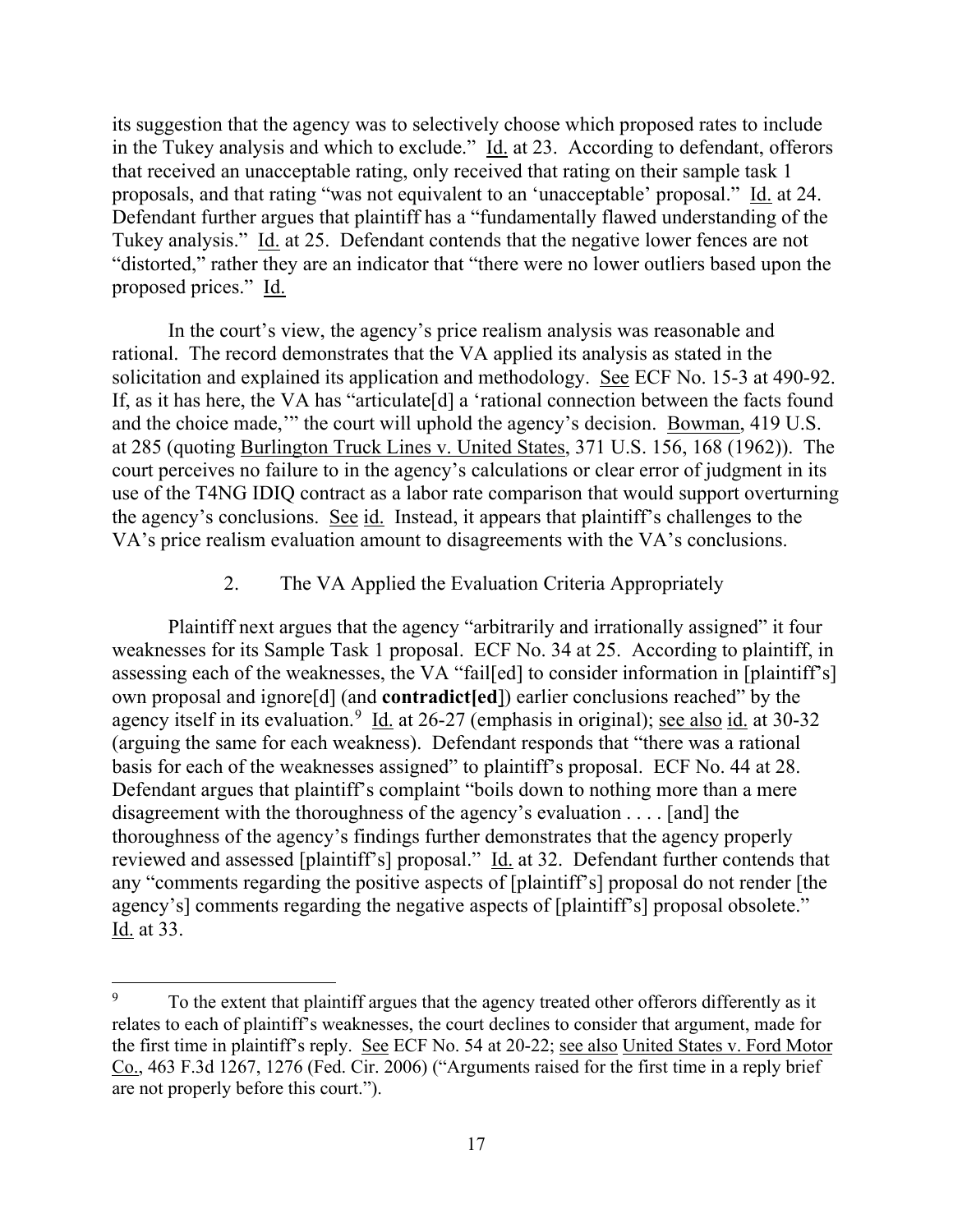its suggestion that the agency was to selectively choose which proposed rates to include in the Tukey analysis and which to exclude." Id. at 23. According to defendant, offerors that received an unacceptable rating, only received that rating on their sample task 1 proposals, and that rating "was not equivalent to an 'unacceptable' proposal." Id. at 24. Defendant further argues that plaintiff has a "fundamentally flawed understanding of the Tukey analysis." Id. at 25. Defendant contends that the negative lower fences are not "distorted," rather they are an indicator that "there were no lower outliers based upon the proposed prices." Id.

In the court's view, the agency's price realism analysis was reasonable and rational. The record demonstrates that the VA applied its analysis as stated in the solicitation and explained its application and methodology. See ECF No. 15-3 at 490-92. If, as it has here, the VA has "articulate[d] a 'rational connection between the facts found and the choice made,'" the court will uphold the agency's decision. Bowman, 419 U.S. at 285 (quoting Burlington Truck Lines v. United States, 371 U.S. 156, 168 (1962)). The court perceives no failure to in the agency's calculations or clear error of judgment in its use of the T4NG IDIQ contract as a labor rate comparison that would support overturning the agency's conclusions. See id. Instead, it appears that plaintiff's challenges to the VA's price realism evaluation amount to disagreements with the VA's conclusions.

### 2. The VA Applied the Evaluation Criteria Appropriately

Plaintiff next argues that the agency "arbitrarily and irrationally assigned" it four weaknesses for its Sample Task 1 proposal. ECF No. 34 at 25. According to plaintiff, in assessing each of the weaknesses, the VA "fail[ed] to consider information in [plaintiff's] own proposal and ignore[d] (and **contradict[ed]**) earlier conclusions reached" by the agency itself in its evaluation.[9] Id. at 26-27 (emphasis in original); see also id. at 30-32 (arguing the same for each weakness). Defendant responds that "there was a rational basis for each of the weaknesses assigned" to plaintiff's proposal. ECF No. 44 at 28. Defendant argues that plaintiff's complaint "boils down to nothing more than a mere disagreement with the thoroughness of the agency's evaluation . . . . [and] the thoroughness of the agency's findings further demonstrates that the agency properly reviewed and assessed [plaintiff's] proposal." Id. at 32. Defendant further contends that any "comments regarding the positive aspects of [plaintiff's] proposal do not render [the agency's] comments regarding the negative aspects of [plaintiff's] proposal obsolete." Id. at 33.

---

[9] To the extent that plaintiff argues that the agency treated other offerors differently as it relates to each of plaintiff's weaknesses, the court declines to consider that argument, made for the first time in plaintiff's reply. See ECF No. 54 at 20-22; see also United States v. Ford Motor Co., 463 F.3d 1267, 1276 (Fed. Cir. 2006) ("Arguments raised for the first time in a reply brief are not properly before this court.").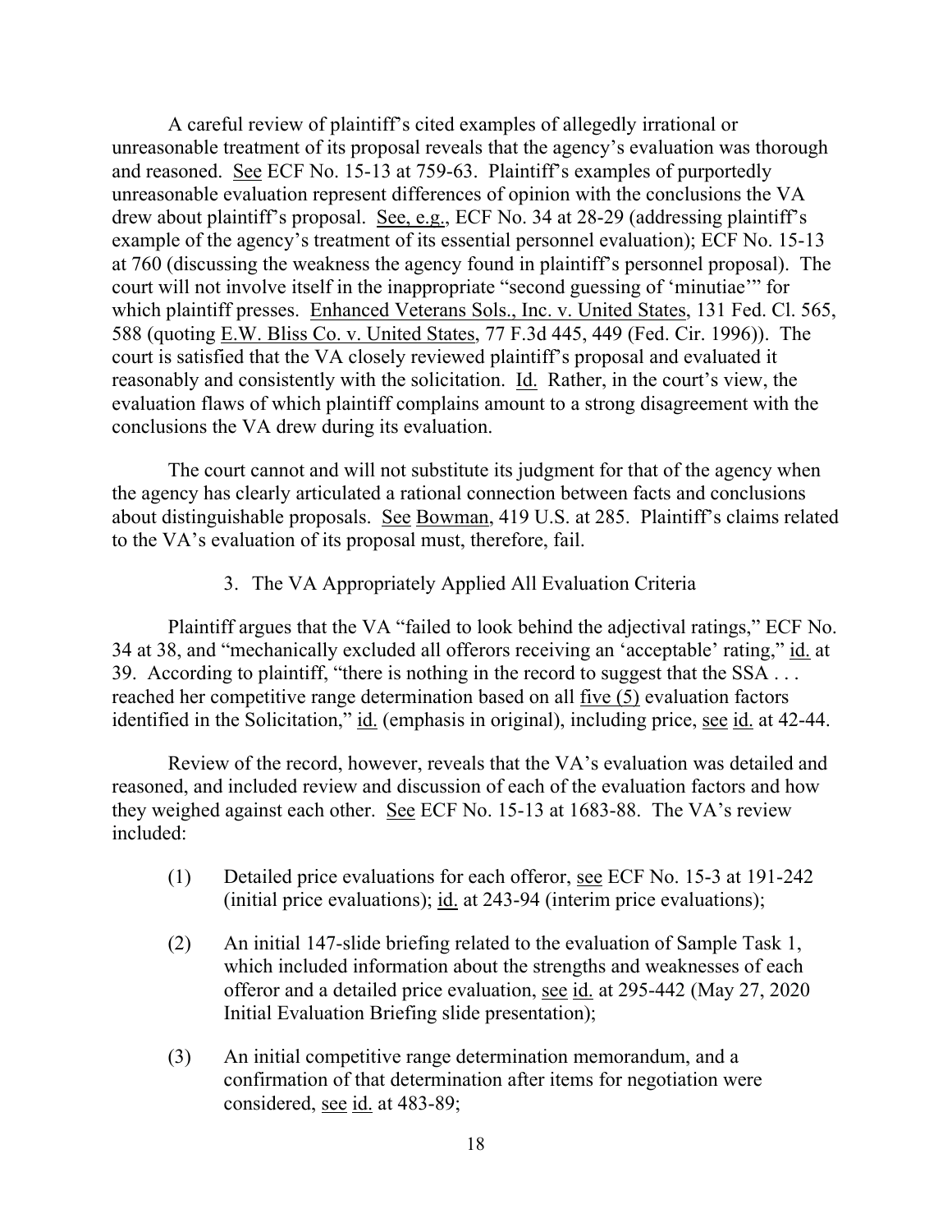A careful review of plaintiff's cited examples of allegedly irrational or unreasonable treatment of its proposal reveals that the agency's evaluation was thorough and reasoned. See ECF No. 15-13 at 759-63. Plaintiff's examples of purportedly unreasonable evaluation represent differences of opinion with the conclusions the VA drew about plaintiff's proposal. See, e.g., ECF No. 34 at 28-29 (addressing plaintiff's example of the agency's treatment of its essential personnel evaluation); ECF No. 15-13 at 760 (discussing the weakness the agency found in plaintiff's personnel proposal). The court will not involve itself in the inappropriate "second guessing of 'minutiae'" for which plaintiff presses. Enhanced Veterans Sols., Inc. v. United States, 131 Fed. Cl. 565, 588 (quoting E.W. Bliss Co. v. United States, 77 F.3d 445, 449 (Fed. Cir. 1996)). The court is satisfied that the VA closely reviewed plaintiff's proposal and evaluated it reasonably and consistently with the solicitation. Id. Rather, in the court's view, the evaluation flaws of which plaintiff complains amount to a strong disagreement with the conclusions the VA drew during its evaluation.

The court cannot and will not substitute its judgment for that of the agency when the agency has clearly articulated a rational connection between facts and conclusions about distinguishable proposals. See Bowman, 419 U.S. at 285. Plaintiff's claims related to the VA's evaluation of its proposal must, therefore, fail.

### 3. The VA Appropriately Applied All Evaluation Criteria

Plaintiff argues that the VA "failed to look behind the adjectival ratings," ECF No. 34 at 38, and "mechanically excluded all offerors receiving an 'acceptable' rating," id. at 39. According to plaintiff, "there is nothing in the record to suggest that the SSA . . . reached her competitive range determination based on all five (5) evaluation factors identified in the Solicitation," id. (emphasis in original), including price, see id. at 42-44.

Review of the record, however, reveals that the VA's evaluation was detailed and reasoned, and included review and discussion of each of the evaluation factors and how they weighed against each other. See ECF No. 15-13 at 1683-88. The VA's review included:

(1) Detailed price evaluations for each offeror, see ECF No. 15-3 at 191-242 (initial price evaluations); id. at 243-94 (interim price evaluations);

(2) An initial 147-slide briefing related to the evaluation of Sample Task 1, which included information about the strengths and weaknesses of each offeror and a detailed price evaluation, see id. at 295-442 (May 27, 2020 Initial Evaluation Briefing slide presentation);

(3) An initial competitive range determination memorandum, and a confirmation of that determination after items for negotiation were considered, see id. at 483-89;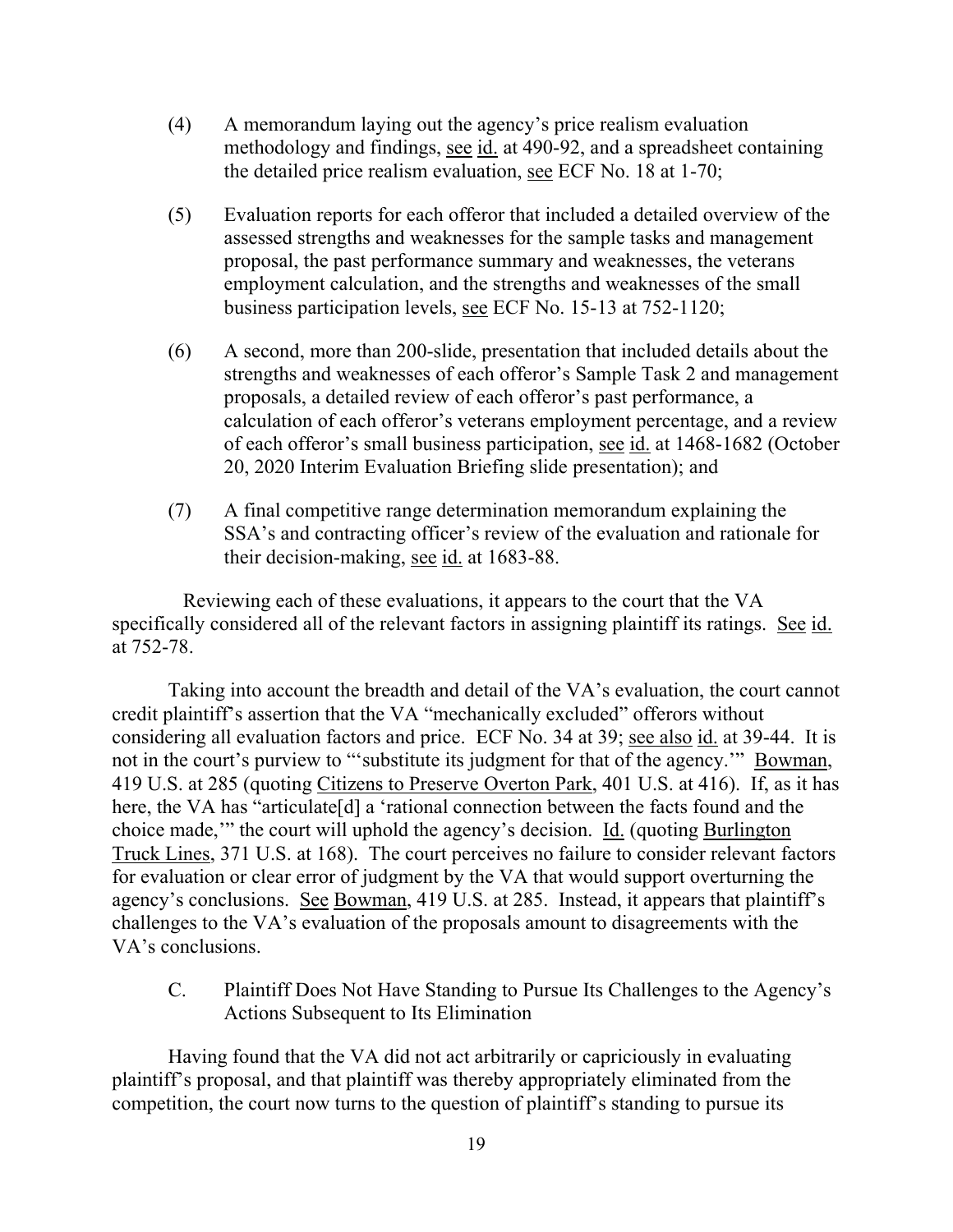(4) A memorandum laying out the agency's price realism evaluation methodology and findings, see id. at 490-92, and a spreadsheet containing the detailed price realism evaluation, see ECF No. 18 at 1-70;

(5) Evaluation reports for each offeror that included a detailed overview of the assessed strengths and weaknesses for the sample tasks and management proposal, the past performance summary and weaknesses, the veterans employment calculation, and the strengths and weaknesses of the small business participation levels, see ECF No. 15-13 at 752-1120;

(6) A second, more than 200-slide, presentation that included details about the strengths and weaknesses of each offeror's Sample Task 2 and management proposals, a detailed review of each offeror's past performance, a calculation of each offeror's veterans employment percentage, and a review of each offeror's small business participation, see id. at 1468-1682 (October 20, 2020 Interim Evaluation Briefing slide presentation); and

(7) A final competitive range determination memorandum explaining the SSA's and contracting officer's review of the evaluation and rationale for their decision-making, see id. at 1683-88.

Reviewing each of these evaluations, it appears to the court that the VA specifically considered all of the relevant factors in assigning plaintiff its ratings. See id. at 752-78.

Taking into account the breadth and detail of the VA's evaluation, the court cannot credit plaintiff's assertion that the VA "mechanically excluded" offerors without considering all evaluation factors and price. ECF No. 34 at 39; see also id. at 39-44. It is not in the court's purview to "'substitute its judgment for that of the agency.'" Bowman, 419 U.S. at 285 (quoting Citizens to Preserve Overton Park, 401 U.S. at 416). If, as it has here, the VA has "articulate[d] a 'rational connection between the facts found and the choice made,'" the court will uphold the agency's decision. Id. (quoting Burlington Truck Lines, 371 U.S. at 168). The court perceives no failure to consider relevant factors for evaluation or clear error of judgment by the VA that would support overturning the agency's conclusions. See Bowman, 419 U.S. at 285. Instead, it appears that plaintiff's challenges to the VA's evaluation of the proposals amount to disagreements with the VA's conclusions.

### C. Plaintiff Does Not Have Standing to Pursue Its Challenges to the Agency's Actions Subsequent to Its Elimination

Having found that the VA did not act arbitrarily or capriciously in evaluating plaintiff's proposal, and that plaintiff was thereby appropriately eliminated from the competition, the court now turns to the question of plaintiff's standing to pursue its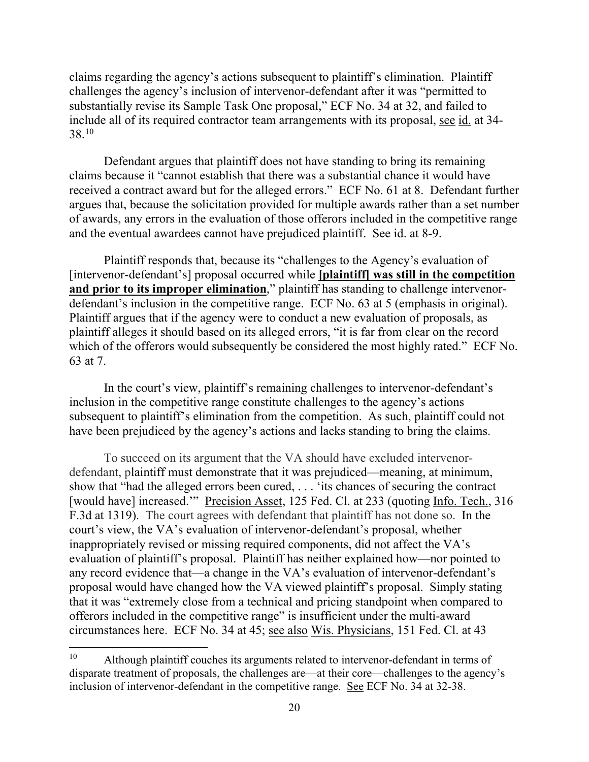claims regarding the agency's actions subsequent to plaintiff's elimination. Plaintiff challenges the agency's inclusion of intervenor-defendant after it was "permitted to substantially revise its Sample Task One proposal," ECF No. 34 at 32, and failed to include all of its required contractor team arrangements with its proposal, see id. at 34-38.[10]

Defendant argues that plaintiff does not have standing to bring its remaining claims because it "cannot establish that there was a substantial chance it would have received a contract award but for the alleged errors." ECF No. 61 at 8. Defendant further argues that, because the solicitation provided for multiple awards rather than a set number of awards, any errors in the evaluation of those offerors included in the competitive range and the eventual awardees cannot have prejudiced plaintiff. See id. at 8-9.

Plaintiff responds that, because its "challenges to the Agency's evaluation of [intervenor-defendant's] proposal occurred while **[plaintiff] was still in the competition and prior to its improper elimination**," plaintiff has standing to challenge intervenor-defendant's inclusion in the competitive range. ECF No. 63 at 5 (emphasis in original). Plaintiff argues that if the agency were to conduct a new evaluation of proposals, as plaintiff alleges it should based on its alleged errors, "it is far from clear on the record which of the offerors would subsequently be considered the most highly rated." ECF No. 63 at 7.

In the court's view, plaintiff's remaining challenges to intervenor-defendant's inclusion in the competitive range constitute challenges to the agency's actions subsequent to plaintiff's elimination from the competition. As such, plaintiff could not have been prejudiced by the agency's actions and lacks standing to bring the claims.

To succeed on its argument that the VA should have excluded intervenor-defendant, plaintiff must demonstrate that it was prejudiced—meaning, at minimum, show that "had the alleged errors been cured, . . . 'its chances of securing the contract [would have] increased.'" Precision Asset, 125 Fed. Cl. at 233 (quoting Info. Tech., 316 F.3d at 1319). The court agrees with defendant that plaintiff has not done so. In the court's view, the VA's evaluation of intervenor-defendant's proposal, whether inappropriately revised or missing required components, did not affect the VA's evaluation of plaintiff's proposal. Plaintiff has neither explained how—nor pointed to any record evidence that—a change in the VA's evaluation of intervenor-defendant's proposal would have changed how the VA viewed plaintiff's proposal. Simply stating that it was "extremely close from a technical and pricing standpoint when compared to offerors included in the competitive range" is insufficient under the multi-award circumstances here. ECF No. 34 at 45; see also Wis. Physicians, 151 Fed. Cl. at 43

---

[10] Although plaintiff couches its arguments related to intervenor-defendant in terms of disparate treatment of proposals, the challenges are—at their core—challenges to the agency's inclusion of intervenor-defendant in the competitive range. See ECF No. 34 at 32-38.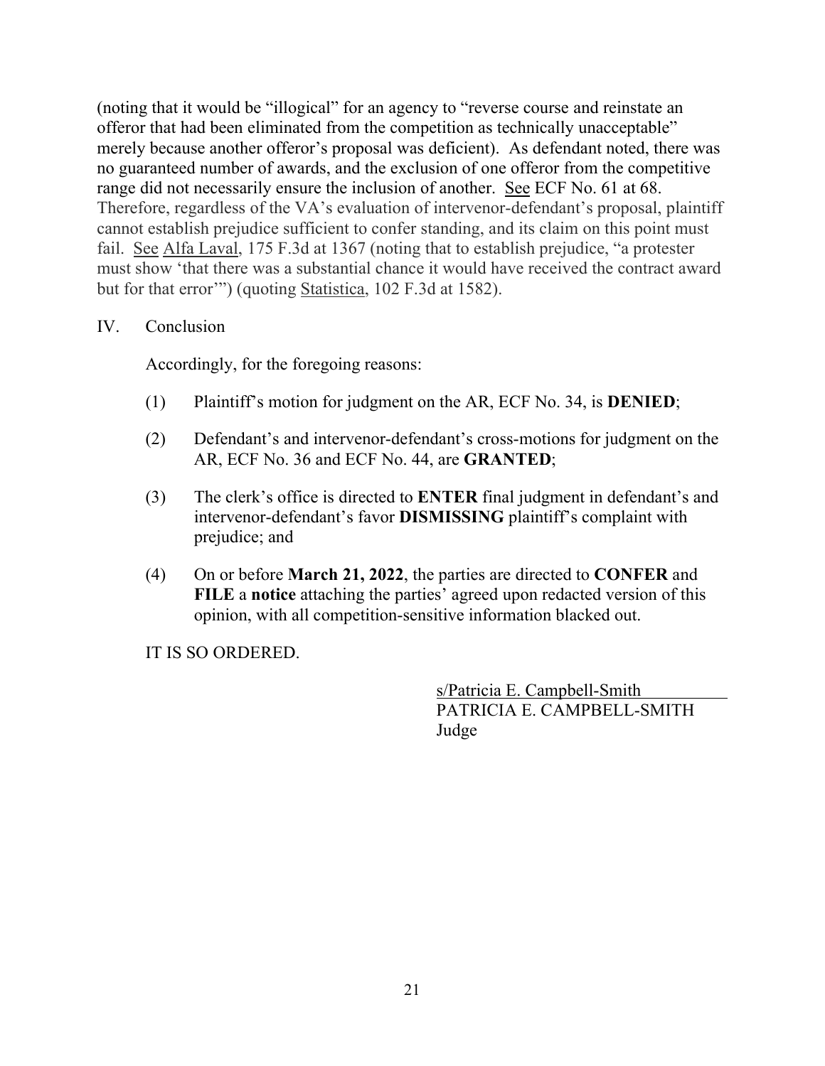(noting that it would be "illogical" for an agency to "reverse course and reinstate an offeror that had been eliminated from the competition as technically unacceptable" merely because another offeror's proposal was deficient). As defendant noted, there was no guaranteed number of awards, and the exclusion of one offeror from the competitive range did not necessarily ensure the inclusion of another. See ECF No. 61 at 68. Therefore, regardless of the VA's evaluation of intervenor-defendant's proposal, plaintiff cannot establish prejudice sufficient to confer standing, and its claim on this point must fail. See Alfa Laval, 175 F.3d at 1367 (noting that to establish prejudice, "a protester must show 'that there was a substantial chance it would have received the contract award but for that error'") (quoting Statistica, 102 F.3d at 1582).

## IV. Conclusion

Accordingly, for the foregoing reasons:

(1) Plaintiff's motion for judgment on the AR, ECF No. 34, is **DENIED**;

(2) Defendant's and intervenor-defendant's cross-motions for judgment on the AR, ECF No. 36 and ECF No. 44, are **GRANTED**;

(3) The clerk's office is directed to **ENTER** final judgment in defendant's and intervenor-defendant's favor **DISMISSING** plaintiff's complaint with prejudice; and

(4) On or before **March 21, 2022**, the parties are directed to **CONFER** and **FILE** a **notice** attaching the parties' agreed upon redacted version of this opinion, with all competition-sensitive information blacked out.

IT IS SO ORDERED.

s/Patricia E. Campbell-Smith
PATRICIA E. CAMPBELL-SMITH
Judge